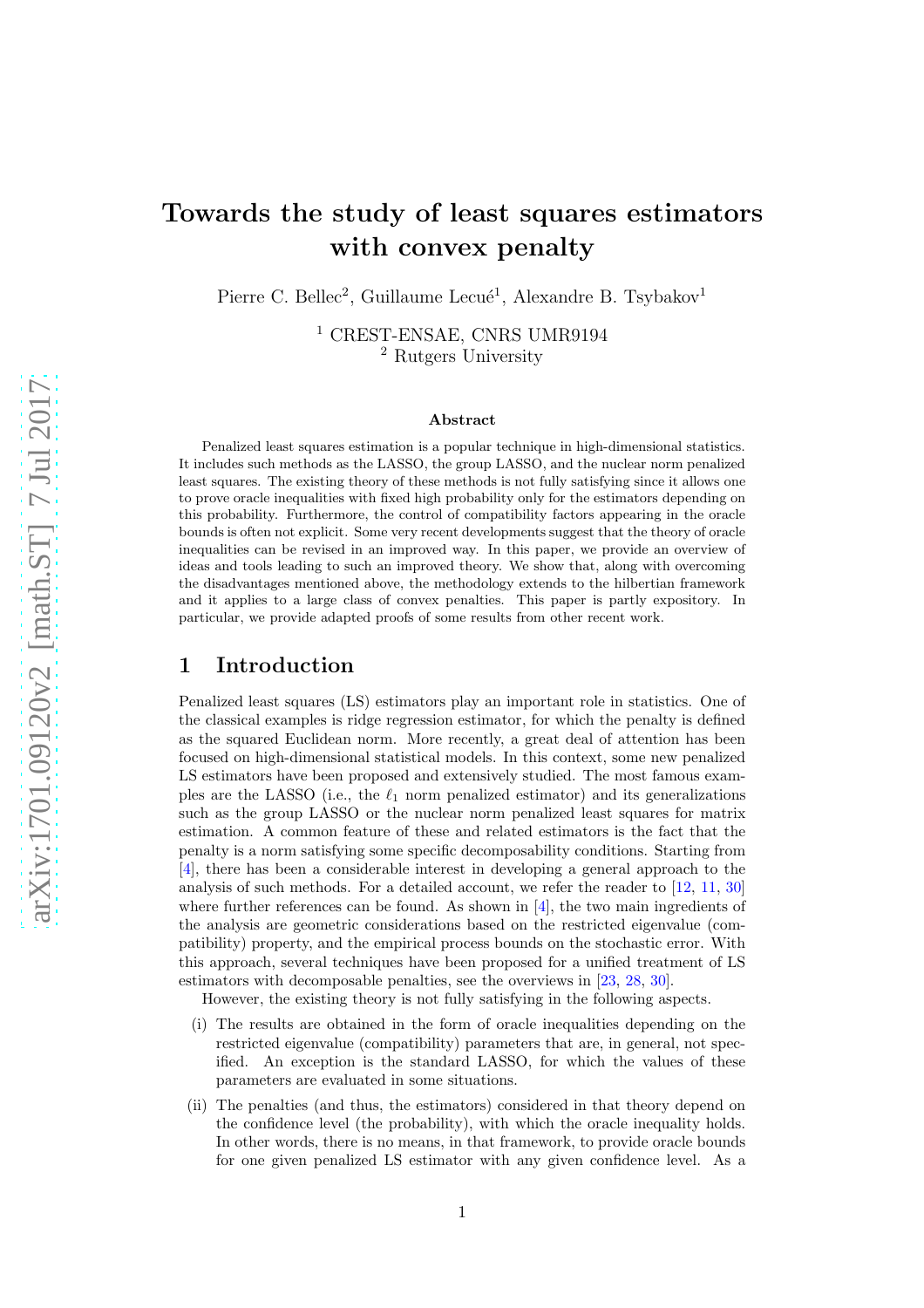# Towards the study of least squares estimators with convex penalty

Pierre C. Bellec[2], Guillaume Lecué[1], Alexandre B. Tsybakov[1]

[1] CREST-ENSAE, CNRS UMR9194
[2] Rutgers University

### Abstract

Penalized least squares estimation is a popular technique in high-dimensional statistics. It includes such methods as the LASSO, the group LASSO, and the nuclear norm penalized least squares. The existing theory of these methods is not fully satisfying since it allows one to prove oracle inequalities with fixed high probability only for the estimators depending on this probability. Furthermore, the control of compatibility factors appearing in the oracle bounds is often not explicit. Some very recent developments suggest that the theory of oracle inequalities can be revised in an improved way. In this paper, we provide an overview of ideas and tools leading to such an improved theory. We show that, along with overcoming the disadvantages mentioned above, the methodology extends to the hilbertian framework and it applies to a large class of convex penalties. This paper is partly expository. In particular, we provide adapted proofs of some results from other recent work.

## 1 Introduction

Penalized least squares (LS) estimators play an important role in statistics. One of the classical examples is ridge regression estimator, for which the penalty is defined as the squared Euclidean norm. More recently, a great deal of attention has been focused on high-dimensional statistical models. In this context, some new penalized LS estimators have been proposed and extensively studied. The most famous examples are the LASSO (i.e., the $\ell_1$ norm penalized estimator) and its generalizations such as the group LASSO or the nuclear norm penalized least squares for matrix estimation. A common feature of these and related estimators is the fact that the penalty is a norm satisfying some specific decomposability conditions. Starting from [4], there has been a considerable interest in developing a general approach to the analysis of such methods. For a detailed account, we refer the reader to [12, 11, 30] where further references can be found. As shown in [4], the two main ingredients of the analysis are geometric considerations based on the restricted eigenvalue (compatibility) property, and the empirical process bounds on the stochastic error. With this approach, several techniques have been proposed for a unified treatment of LS estimators with decomposable penalties, see the overviews in [23, 28, 30].

However, the existing theory is not fully satisfying in the following aspects.

(i) The results are obtained in the form of oracle inequalities depending on the restricted eigenvalue (compatibility) parameters that are, in general, not specified. An exception is the standard LASSO, for which the values of these parameters are evaluated in some situations.

(ii) The penalties (and thus, the estimators) considered in that theory depend on the confidence level (the probability), with which the oracle inequality holds. In other words, there is no means, in that framework, to provide oracle bounds for one given penalized LS estimator with any given confidence level. As a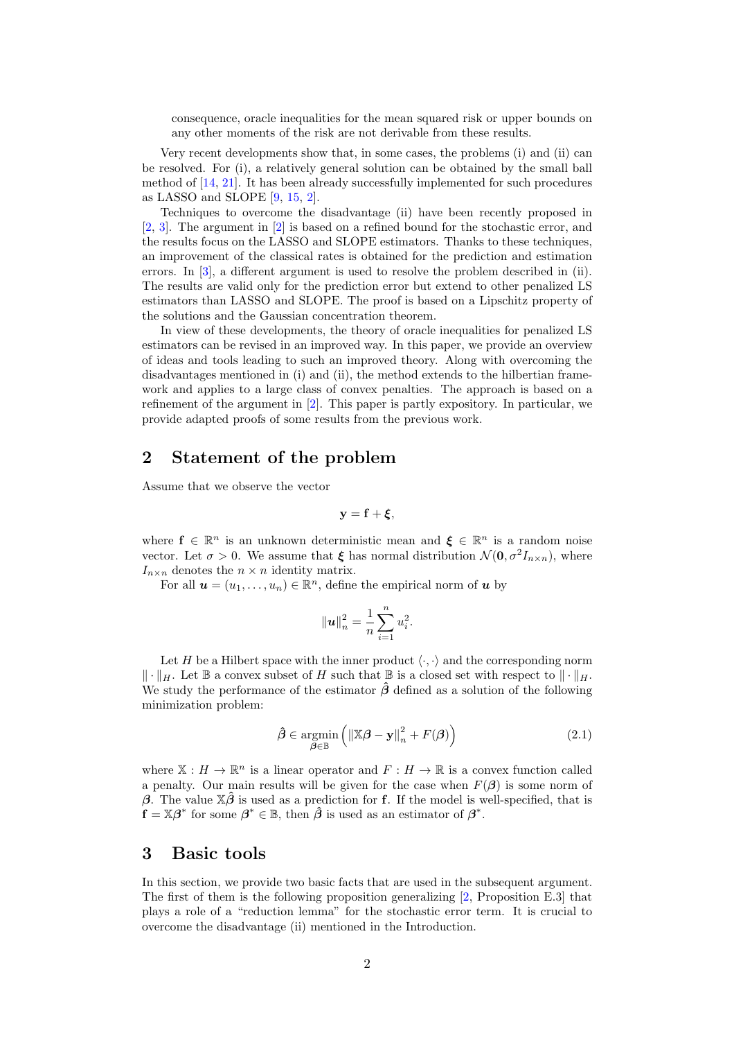consequence, oracle inequalities for the mean squared risk or upper bounds on any other moments of the risk are not derivable from these results.

Very recent developments show that, in some cases, the problems (i) and (ii) can be resolved. For (i), a relatively general solution can be obtained by the small ball method of [14, 21]. It has been already successfully implemented for such procedures as LASSO and SLOPE [9, 15, 2].

Techniques to overcome the disadvantage (ii) have been recently proposed in [2, 3]. The argument in [2] is based on a refined bound for the stochastic error, and the results focus on the LASSO and SLOPE estimators. Thanks to these techniques, an improvement of the classical rates is obtained for the prediction and estimation errors. In [3], a different argument is used to resolve the problem described in (ii). The results are valid only for the prediction error but extend to other penalized LS estimators than LASSO and SLOPE. The proof is based on a Lipschitz property of the solutions and the Gaussian concentration theorem.

In view of these developments, the theory of oracle inequalities for penalized LS estimators can be revised in an improved way. In this paper, we provide an overview of ideas and tools leading to such an improved theory. Along with overcoming the disadvantages mentioned in (i) and (ii), the method extends to the hilbertian framework and applies to a large class of convex penalties. The approach is based on a refinement of the argument in [2]. This paper is partly expository. In particular, we provide adapted proofs of some results from the previous work.

## 2 Statement of the problem

Assume that we observe the vector

$$\mathbf{y} = \mathbf{f} + \boldsymbol{\xi},$$

where $\mathbf{f} \in \mathbb{R}^n$ is an unknown deterministic mean and $\boldsymbol{\xi} \in \mathbb{R}^n$ is a random noise vector. Let $\sigma > 0$. We assume that $\boldsymbol{\xi}$ has normal distribution $\mathcal{N}(\mathbf{0}, \sigma^2 I_{n\times n})$, where $I_{n\times n}$ denotes the $n \times n$ identity matrix.

For all $\boldsymbol{u} = (u_1, \dots, u_n) \in \mathbb{R}^n$, define the empirical norm of $\boldsymbol{u}$ by

$$\|\boldsymbol{u}\|_n^2 = \frac{1}{n}\sum_{i=1}^n u_i^2.$$

Let $H$ be a Hilbert space with the inner product $\langle \cdot, \cdot \rangle$ and the corresponding norm $\|\cdot\|_H$. Let $\mathbb{B}$ a convex subset of $H$ such that $\mathbb{B}$ is a closed set with respect to $\|\cdot\|_H$. We study the performance of the estimator $\hat{\boldsymbol{\beta}}$ defined as a solution of the following minimization problem:

$$\hat{\boldsymbol{\beta}} \in \operatorname*{argmin}_{\boldsymbol{\beta}\in\mathbb{B}} \left( \|\mathbb{X}\boldsymbol{\beta} - \mathbf{y}\|_n^2 + F(\boldsymbol{\beta}) \right) \tag{2.1}$$

where $\mathbb{X} : H \to \mathbb{R}^n$ is a linear operator and $F : H \to \mathbb{R}$ is a convex function called a penalty. Our main results will be given for the case when $F(\boldsymbol{\beta})$ is some norm of $\boldsymbol{\beta}$. The value $\mathbb{X}\hat{\boldsymbol{\beta}}$ is used as a prediction for $\mathbf{f}$. If the model is well-specified, that is $\mathbf{f} = \mathbb{X}\boldsymbol{\beta}^*$ for some $\boldsymbol{\beta}^* \in \mathbb{B}$, then $\hat{\boldsymbol{\beta}}$ is used as an estimator of $\boldsymbol{\beta}^*$.

## 3 Basic tools

In this section, we provide two basic facts that are used in the subsequent argument. The first of them is the following proposition generalizing [2, Proposition E.3] that plays a role of a "reduction lemma" for the stochastic error term. It is crucial to overcome the disadvantage (ii) mentioned in the Introduction.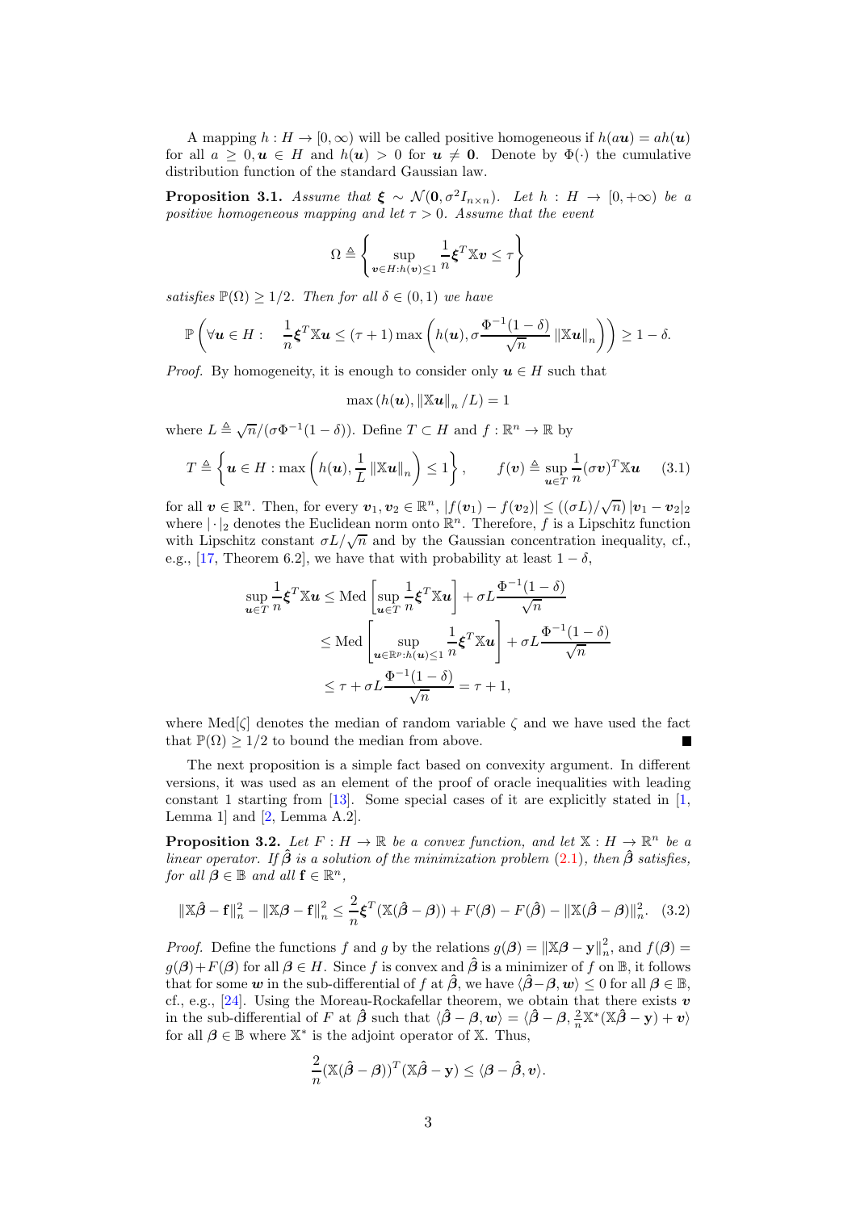A mapping $h : H \to [0, \infty)$ will be called positive homogeneous if $h(a\boldsymbol{u}) = ah(\boldsymbol{u})$ for all $a \geq 0, \boldsymbol{u} \in H$ and $h(\boldsymbol{u}) > 0$ for $\boldsymbol{u} \neq \mathbf{0}$. Denote by $\Phi(\cdot)$ the cumulative distribution function of the standard Gaussian law.

**Proposition 3.1.** *Assume that $\boldsymbol{\xi} \sim \mathcal{N}(\mathbf{0}, \sigma^2 I_{n\times n})$. Let $h : H \to [0, +\infty)$ be a positive homogeneous mapping and let $\tau > 0$. Assume that the event*

$$\Omega \triangleq \left\{ \sup_{\boldsymbol{v}\in H: h(\boldsymbol{v})\leq 1} \frac{1}{n} \boldsymbol{\xi}^T \mathbb{X}\boldsymbol{v} \leq \tau \right\}$$

*satisfies $\mathbb{P}(\Omega) \geq 1/2$. Then for all $\delta \in (0, 1)$ we have*

$$\mathbb{P}\left( \forall \boldsymbol{u} \in H : \quad \frac{1}{n}\boldsymbol{\xi}^T \mathbb{X}\boldsymbol{u} \leq (\tau + 1) \max\left( h(\boldsymbol{u}), \sigma \frac{\Phi^{-1}(1-\delta)}{\sqrt{n}} \|\mathbb{X}\boldsymbol{u}\|_n \right) \right) \geq 1 - \delta.$$

*Proof.* By homogeneity, it is enough to consider only $\boldsymbol{u} \in H$ such that

$$\max\left(h(\boldsymbol{u}), \|\mathbb{X}\boldsymbol{u}\|_n / L\right) = 1$$

where $L \triangleq \sqrt{n}/(\sigma\Phi^{-1}(1-\delta))$. Define $T \subset H$ and $f : \mathbb{R}^n \to \mathbb{R}$ by

$$T \triangleq \left\{ \boldsymbol{u} \in H : \max\left( h(\boldsymbol{u}), \frac{1}{L}\|\mathbb{X}\boldsymbol{u}\|_n \right) \leq 1 \right\}, \qquad f(\boldsymbol{v}) \triangleq \sup_{\boldsymbol{u}\in T} \frac{1}{n} (\sigma\boldsymbol{v})^T \mathbb{X}\boldsymbol{u} \tag{3.1}$$

for all $\boldsymbol{v} \in \mathbb{R}^n$. Then, for every $\boldsymbol{v}_1, \boldsymbol{v}_2 \in \mathbb{R}^n$, $|f(\boldsymbol{v}_1) - f(\boldsymbol{v}_2)| \leq ((\sigma L)/\sqrt{n})\, |\boldsymbol{v}_1 - \boldsymbol{v}_2|_2$ where $|\cdot|_2$ denotes the Euclidean norm onto $\mathbb{R}^n$. Therefore, $f$ is a Lipschitz function with Lipschitz constant $\sigma L/\sqrt{n}$ and by the Gaussian concentration inequality, cf., e.g., [17, Theorem 6.2], we have that with probability at least $1 - \delta$,

$$\begin{aligned}
\sup_{\boldsymbol{u}\in T} \frac{1}{n}\boldsymbol{\xi}^T \mathbb{X}\boldsymbol{u} &\leq \operatorname{Med}\left[ \sup_{\boldsymbol{u}\in T} \frac{1}{n}\boldsymbol{\xi}^T \mathbb{X}\boldsymbol{u} \right] + \sigma L \frac{\Phi^{-1}(1-\delta)}{\sqrt{n}} \\
&\leq \operatorname{Med}\left[ \sup_{\boldsymbol{u}\in\mathbb{R}^p: h(\boldsymbol{u})\leq 1} \frac{1}{n}\boldsymbol{\xi}^T \mathbb{X}\boldsymbol{u} \right] + \sigma L \frac{\Phi^{-1}(1-\delta)}{\sqrt{n}} \\
&\leq \tau + \sigma L \frac{\Phi^{-1}(1-\delta)}{\sqrt{n}} = \tau + 1,
\end{aligned}$$

where $\operatorname{Med}[\zeta]$ denotes the median of random variable $\zeta$ and we have used the fact that $\mathbb{P}(\Omega) \geq 1/2$ to bound the median from above. ■

The next proposition is a simple fact based on convexity argument. In different versions, it was used as an element of the proof of oracle inequalities with leading constant 1 starting from [13]. Some special cases of it are explicitly stated in [1, Lemma 1] and [2, Lemma A.2].

**Proposition 3.2.** *Let $F : H \to \mathbb{R}$ be a convex function, and let $\mathbb{X} : H \to \mathbb{R}^n$ be a linear operator. If $\hat{\boldsymbol{\beta}}$ is a solution of the minimization problem (2.1), then $\hat{\boldsymbol{\beta}}$ satisfies, for all $\boldsymbol{\beta} \in \mathbb{B}$ and all $\mathbf{f} \in \mathbb{R}^n$,*

$$\|\mathbb{X}\hat{\boldsymbol{\beta}} - \mathbf{f}\|_n^2 - \|\mathbb{X}\boldsymbol{\beta} - \mathbf{f}\|_n^2 \leq \frac{2}{n}\boldsymbol{\xi}^T(\mathbb{X}(\hat{\boldsymbol{\beta}} - \boldsymbol{\beta})) + F(\boldsymbol{\beta}) - F(\hat{\boldsymbol{\beta}}) - \|\mathbb{X}(\hat{\boldsymbol{\beta}} - \boldsymbol{\beta})\|_n^2. \tag{3.2}$$

*Proof.* Define the functions $f$ and $g$ by the relations $g(\boldsymbol{\beta}) = \|\mathbb{X}\boldsymbol{\beta} - \mathbf{y}\|_n^2$, and $f(\boldsymbol{\beta}) = g(\boldsymbol{\beta}) + F(\boldsymbol{\beta})$ for all $\boldsymbol{\beta} \in H$. Since $f$ is convex and $\hat{\boldsymbol{\beta}}$ is a minimizer of $f$ on $\mathbb{B}$, it follows that for some $\boldsymbol{w}$ in the sub-differential of $f$ at $\hat{\boldsymbol{\beta}}$, we have $\langle \hat{\boldsymbol{\beta}} - \boldsymbol{\beta}, \boldsymbol{w} \rangle \leq 0$ for all $\boldsymbol{\beta} \in \mathbb{B}$, cf., e.g., [24]. Using the Moreau-Rockafellar theorem, we obtain that there exists $\boldsymbol{v}$ in the sub-differential of $F$ at $\hat{\boldsymbol{\beta}}$ such that $\langle \hat{\boldsymbol{\beta}} - \boldsymbol{\beta}, \boldsymbol{w} \rangle = \langle \hat{\boldsymbol{\beta}} - \boldsymbol{\beta}, \frac{2}{n}\mathbb{X}^*(\mathbb{X}\hat{\boldsymbol{\beta}} - \mathbf{y}) + \boldsymbol{v} \rangle$ for all $\boldsymbol{\beta} \in \mathbb{B}$ where $\mathbb{X}^*$ is the adjoint operator of $\mathbb{X}$. Thus,

$$\frac{2}{n}(\mathbb{X}(\hat{\boldsymbol{\beta}} - \boldsymbol{\beta}))^T(\mathbb{X}\hat{\boldsymbol{\beta}} - \mathbf{y}) \leq \langle \boldsymbol{\beta} - \hat{\boldsymbol{\beta}}, \boldsymbol{v} \rangle.$$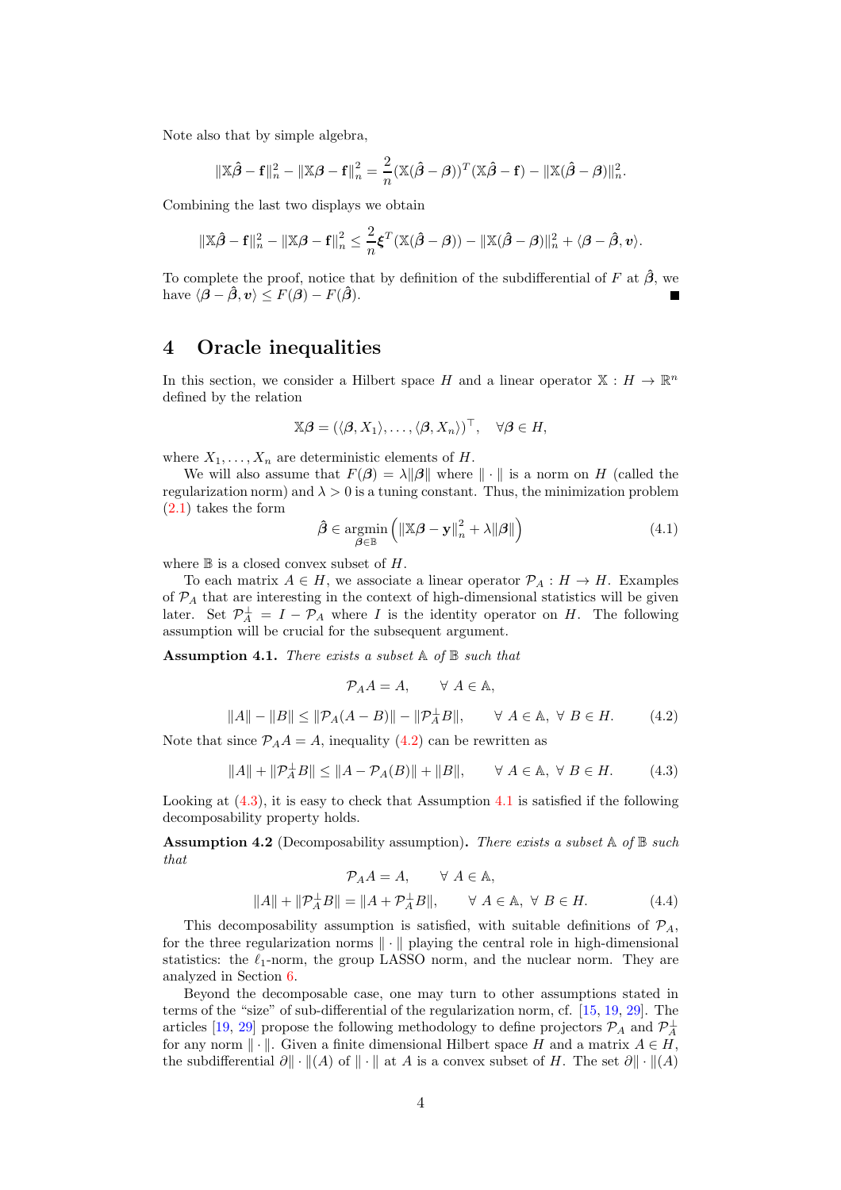Note also that by simple algebra,

$$\|\mathbb{X}\hat{\boldsymbol{\beta}} - \mathbf{f}\|_n^2 - \|\mathbb{X}\boldsymbol{\beta} - \mathbf{f}\|_n^2 = \frac{2}{n}(\mathbb{X}(\hat{\boldsymbol{\beta}} - \boldsymbol{\beta}))^T(\mathbb{X}\hat{\boldsymbol{\beta}} - \mathbf{f}) - \|\mathbb{X}(\hat{\boldsymbol{\beta}} - \boldsymbol{\beta})\|_n^2.$$

Combining the last two displays we obtain

$$\|\mathbb{X}\hat{\boldsymbol{\beta}} - \mathbf{f}\|_n^2 - \|\mathbb{X}\boldsymbol{\beta} - \mathbf{f}\|_n^2 \le \frac{2}{n}\boldsymbol{\xi}^T(\mathbb{X}(\hat{\boldsymbol{\beta}} - \boldsymbol{\beta})) - \|\mathbb{X}(\hat{\boldsymbol{\beta}} - \boldsymbol{\beta})\|_n^2 + \langle \boldsymbol{\beta} - \hat{\boldsymbol{\beta}}, \boldsymbol{v} \rangle.$$

To complete the proof, notice that by definition of the subdifferential of $F$ at $\hat{\boldsymbol{\beta}}$, we have $\langle \boldsymbol{\beta} - \hat{\boldsymbol{\beta}}, \boldsymbol{v} \rangle \le F(\boldsymbol{\beta}) - F(\hat{\boldsymbol{\beta}})$. ∎

## 4 Oracle inequalities

In this section, we consider a Hilbert space $H$ and a linear operator $\mathbb{X} : H \to \mathbb{R}^n$ defined by the relation

$$\mathbb{X}\boldsymbol{\beta} = (\langle \boldsymbol{\beta}, X_1 \rangle, \dots, \langle \boldsymbol{\beta}, X_n \rangle)^\top, \quad \forall \boldsymbol{\beta} \in H,$$

where $X_1, \dots, X_n$ are deterministic elements of $H$.

We will also assume that $F(\boldsymbol{\beta}) = \lambda\|\boldsymbol{\beta}\|$ where $\|\cdot\|$ is a norm on $H$ (called the regularization norm) and $\lambda > 0$ is a tuning constant. Thus, the minimization problem (2.1) takes the form

$$\hat{\boldsymbol{\beta}} \in \operatorname*{argmin}_{\boldsymbol{\beta} \in \mathbb{B}} \left( \|\mathbb{X}\boldsymbol{\beta} - \mathbf{y}\|_n^2 + \lambda\|\boldsymbol{\beta}\| \right) \tag{4.1}$$

where $\mathbb{B}$ is a closed convex subset of $H$.

To each matrix $A \in H$, we associate a linear operator $\mathcal{P}_A : H \to H$. Examples of $\mathcal{P}_A$ that are interesting in the context of high-dimensional statistics will be given later. Set $\mathcal{P}_A^\perp = I - \mathcal{P}_A$ where $I$ is the identity operator on $H$. The following assumption will be crucial for the subsequent argument.

**Assumption 4.1.** *There exists a subset $\mathbb{A}$ of $\mathbb{B}$ such that*

$$\mathcal{P}_A A = A, \qquad \forall\ A \in \mathbb{A},$$

$$\|A\| - \|B\| \le \|\mathcal{P}_A(A - B)\| - \|\mathcal{P}_A^\perp B\|, \qquad \forall\ A \in \mathbb{A},\ \forall\ B \in H. \tag{4.2}$$

Note that since $\mathcal{P}_A A = A$, inequality (4.2) can be rewritten as

$$\|A\| + \|\mathcal{P}_A^\perp B\| \le \|A - \mathcal{P}_A(B)\| + \|B\|, \qquad \forall\ A \in \mathbb{A},\ \forall\ B \in H. \tag{4.3}$$

Looking at (4.3), it is easy to check that Assumption 4.1 is satisfied if the following decomposability property holds.

**Assumption 4.2** (Decomposability assumption)**.** *There exists a subset $\mathbb{A}$ of $\mathbb{B}$ such that*

$$\mathcal{P}_A A = A, \qquad \forall\ A \in \mathbb{A},$$

$$\|A\| + \|\mathcal{P}_A^\perp B\| = \|A + \mathcal{P}_A^\perp B\|, \qquad \forall\ A \in \mathbb{A},\ \forall\ B \in H. \tag{4.4}$$

This decomposability assumption is satisfied, with suitable definitions of $\mathcal{P}_A$, for the three regularization norms $\|\cdot\|$ playing the central role in high-dimensional statistics: the $\ell_1$-norm, the group LASSO norm, and the nuclear norm. They are analyzed in Section 6.

Beyond the decomposable case, one may turn to other assumptions stated in terms of the "size" of sub-differential of the regularization norm, cf. [15, 19, 29]. The articles [19, 29] propose the following methodology to define projectors $\mathcal{P}_A$ and $\mathcal{P}_A^\perp$ for any norm $\|\cdot\|$. Given a finite dimensional Hilbert space $H$ and a matrix $A \in H$, the subdifferential $\partial\|\cdot\|(A)$ of $\|\cdot\|$ at $A$ is a convex subset of $H$. The set $\partial\|\cdot\|(A)$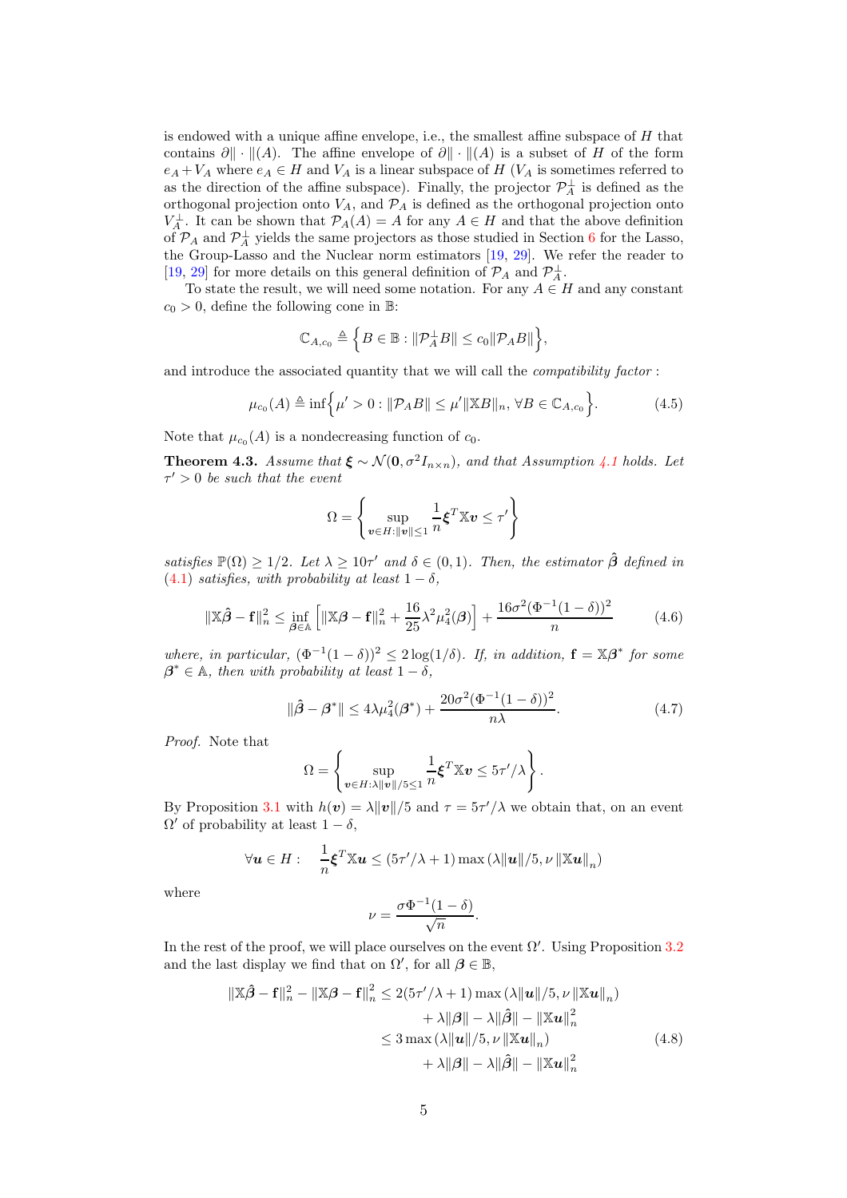is endowed with a unique affine envelope, i.e., the smallest affine subspace of $H$ that contains $\partial\|\cdot\|(A)$. The affine envelope of $\partial\|\cdot\|(A)$ is a subset of $H$ of the form $e_A + V_A$ where $e_A \in H$ and $V_A$ is a linear subspace of $H$ ($V_A$ is sometimes referred to as the direction of the affine subspace). Finally, the projector $\mathcal{P}_A^\perp$ is defined as the orthogonal projection onto $V_A$, and $\mathcal{P}_A$ is defined as the orthogonal projection onto $V_A^\perp$. It can be shown that $\mathcal{P}_A(A) = A$ for any $A \in H$ and that the above definition of $\mathcal{P}_A$ and $\mathcal{P}_A^\perp$ yields the same projectors as those studied in Section 6 for the Lasso, the Group-Lasso and the Nuclear norm estimators [19, 29]. We refer the reader to [19, 29] for more details on this general definition of $\mathcal{P}_A$ and $\mathcal{P}_A^\perp$.

To state the result, we will need some notation. For any $A \in H$ and any constant $c_0 > 0$, define the following cone in $\mathbb{B}$:

$$\mathbb{C}_{A,c_0} \triangleq \Big\{ B \in \mathbb{B} : \|\mathcal{P}_A^\perp B\| \leq c_0 \|\mathcal{P}_A B\| \Big\},$$

and introduce the associated quantity that we will call the *compatibility factor* :

$$\mu_{c_0}(A) \triangleq \inf\Big\{ \mu' > 0 : \|\mathcal{P}_A B\| \leq \mu' \|\mathbb{X} B\|_n, \, \forall B \in \mathbb{C}_{A,c_0} \Big\}. \tag{4.5}$$

Note that $\mu_{c_0}(A)$ is a nondecreasing function of $c_0$.

**Theorem 4.3.** *Assume that $\boldsymbol{\xi} \sim \mathcal{N}(\mathbf{0}, \sigma^2 I_{n\times n})$, and that Assumption 4.1 holds. Let $\tau' > 0$ be such that the event*

$$\Omega = \left\{ \sup_{\boldsymbol{v}\in H : \|\boldsymbol{v}\| \leq 1} \frac{1}{n} \boldsymbol{\xi}^T \mathbb{X} \boldsymbol{v} \leq \tau' \right\}$$

*satisfies $\mathbb{P}(\Omega) \geq 1/2$. Let $\lambda \geq 10\tau'$ and $\delta \in (0,1)$. Then, the estimator $\hat{\boldsymbol{\beta}}$ defined in (4.1) satisfies, with probability at least $1-\delta$,*

$$\|\mathbb{X}\hat{\boldsymbol{\beta}} - \mathbf{f}\|_n^2 \leq \inf_{\boldsymbol{\beta}\in\mathbb{A}} \Big[ \|\mathbb{X}\boldsymbol{\beta} - \mathbf{f}\|_n^2 + \frac{16}{25} \lambda^2 \mu_4^2(\boldsymbol{\beta}) \Big] + \frac{16\sigma^2 (\Phi^{-1}(1-\delta))^2}{n} \tag{4.6}$$

*where, in particular, $(\Phi^{-1}(1-\delta))^2 \leq 2\log(1/\delta)$. If, in addition, $\mathbf{f} = \mathbb{X}\boldsymbol{\beta}^*$ for some $\boldsymbol{\beta}^* \in \mathbb{A}$, then with probability at least $1-\delta$,*

$$\|\hat{\boldsymbol{\beta}} - \boldsymbol{\beta}^*\| \leq 4\lambda\mu_4^2(\boldsymbol{\beta}^*) + \frac{20\sigma^2(\Phi^{-1}(1-\delta))^2}{n\lambda}. \tag{4.7}$$

*Proof.* Note that

$$\Omega = \left\{ \sup_{\boldsymbol{v}\in H : \lambda\|\boldsymbol{v}\|/5 \leq 1} \frac{1}{n} \boldsymbol{\xi}^T \mathbb{X} \boldsymbol{v} \leq 5\tau'/\lambda \right\}.$$

By Proposition 3.1 with $h(\boldsymbol{v}) = \lambda\|\boldsymbol{v}\|/5$ and $\tau = 5\tau'/\lambda$ we obtain that, on an event $\Omega'$ of probability at least $1-\delta$,

$$\forall \boldsymbol{u} \in H : \quad \frac{1}{n}\boldsymbol{\xi}^T \mathbb{X}\boldsymbol{u} \leq (5\tau'/\lambda + 1) \max\left(\lambda\|\boldsymbol{u}\|/5, \nu\, \|\mathbb{X}\boldsymbol{u}\|_n\right)$$

where

$$\nu = \frac{\sigma \Phi^{-1}(1-\delta)}{\sqrt{n}}.$$

In the rest of the proof, we will place ourselves on the event $\Omega'$. Using Proposition 3.2 and the last display we find that on $\Omega'$, for all $\boldsymbol{\beta} \in \mathbb{B}$,

$$\begin{aligned}
\|\mathbb{X}\hat{\boldsymbol{\beta}} - \mathbf{f}\|_n^2 - \|\mathbb{X}\boldsymbol{\beta} - \mathbf{f}\|_n^2 &\leq 2(5\tau'/\lambda + 1)\max\left(\lambda\|\boldsymbol{u}\|/5, \nu\,\|\mathbb{X}\boldsymbol{u}\|_n\right) \\
&\qquad + \lambda\|\boldsymbol{\beta}\| - \lambda\|\hat{\boldsymbol{\beta}}\| - \|\mathbb{X}\boldsymbol{u}\|_n^2 \\
&\leq 3\max\left(\lambda\|\boldsymbol{u}\|/5, \nu\,\|\mathbb{X}\boldsymbol{u}\|_n\right) \\
&\qquad + \lambda\|\boldsymbol{\beta}\| - \lambda\|\hat{\boldsymbol{\beta}}\| - \|\mathbb{X}\boldsymbol{u}\|_n^2
\end{aligned} \tag{4.8}$$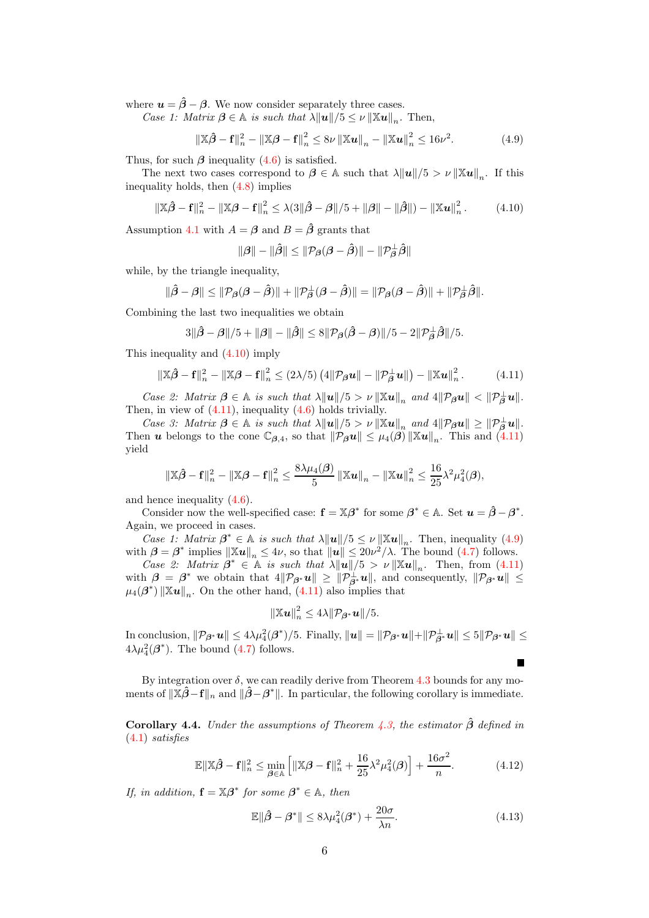where $\boldsymbol{u} = \hat{\boldsymbol{\beta}} - \boldsymbol{\beta}$. We now consider separately three cases.

*Case 1: Matrix $\boldsymbol{\beta} \in \mathbb{A}$ is such that $\lambda \|\boldsymbol{u}\|/5 \le \nu \|\mathbb{X}\boldsymbol{u}\|_n$.* Then,

$$\|\mathbb{X}\hat{\boldsymbol{\beta}} - \mathbf{f}\|_n^2 - \|\mathbb{X}\boldsymbol{\beta} - \mathbf{f}\|_n^2 \le 8\nu \|\mathbb{X}\boldsymbol{u}\|_n - \|\mathbb{X}\boldsymbol{u}\|_n^2 \le 16\nu^2. \tag{4.9}$$

Thus, for such $\boldsymbol{\beta}$ inequality (4.6) is satisfied.

The next two cases correspond to $\boldsymbol{\beta} \in \mathbb{A}$ such that $\lambda\|\boldsymbol{u}\|/5 > \nu \|\mathbb{X}\boldsymbol{u}\|_n$. If this inequality holds, then (4.8) implies

$$\|\mathbb{X}\hat{\boldsymbol{\beta}} - \mathbf{f}\|_n^2 - \|\mathbb{X}\boldsymbol{\beta} - \mathbf{f}\|_n^2 \le \lambda(3\|\hat{\boldsymbol{\beta}} - \boldsymbol{\beta}\|/5 + \|\boldsymbol{\beta}\| - \|\hat{\boldsymbol{\beta}}\|) - \|\mathbb{X}\boldsymbol{u}\|_n^2. \tag{4.10}$$

Assumption 4.1 with $A = \boldsymbol{\beta}$ and $B = \hat{\boldsymbol{\beta}}$ grants that

$$\|\boldsymbol{\beta}\| - \|\hat{\boldsymbol{\beta}}\| \le \|\mathcal{P}_{\boldsymbol{\beta}}(\boldsymbol{\beta} - \hat{\boldsymbol{\beta}})\| - \|\mathcal{P}_{\boldsymbol{\beta}}^{\perp}\hat{\boldsymbol{\beta}}\|$$

while, by the triangle inequality,

$$\|\hat{\boldsymbol{\beta}} - \boldsymbol{\beta}\| \le \|\mathcal{P}_{\boldsymbol{\beta}}(\boldsymbol{\beta} - \hat{\boldsymbol{\beta}})\| + \|\mathcal{P}_{\boldsymbol{\beta}}^{\perp}(\boldsymbol{\beta} - \hat{\boldsymbol{\beta}})\| = \|\mathcal{P}_{\boldsymbol{\beta}}(\boldsymbol{\beta} - \hat{\boldsymbol{\beta}})\| + \|\mathcal{P}_{\boldsymbol{\beta}}^{\perp}\hat{\boldsymbol{\beta}}\|.$$

Combining the last two inequalities we obtain

$$3\|\hat{\boldsymbol{\beta}} - \boldsymbol{\beta}\|/5 + \|\boldsymbol{\beta}\| - \|\hat{\boldsymbol{\beta}}\| \le 8\|\mathcal{P}_{\boldsymbol{\beta}}(\hat{\boldsymbol{\beta}} - \boldsymbol{\beta})\|/5 - 2\|\mathcal{P}_{\boldsymbol{\beta}}^{\perp}\hat{\boldsymbol{\beta}}\|/5.$$

This inequality and (4.10) imply

$$\|\mathbb{X}\hat{\boldsymbol{\beta}} - \mathbf{f}\|_n^2 - \|\mathbb{X}\boldsymbol{\beta} - \mathbf{f}\|_n^2 \le (2\lambda/5)\left(4\|\mathcal{P}_{\boldsymbol{\beta}}\boldsymbol{u}\| - \|\mathcal{P}_{\boldsymbol{\beta}}^{\perp}\boldsymbol{u}\|\right) - \|\mathbb{X}\boldsymbol{u}\|_n^2. \tag{4.11}$$

*Case 2: Matrix $\boldsymbol{\beta} \in \mathbb{A}$ is such that $\lambda\|\boldsymbol{u}\|/5 > \nu \|\mathbb{X}\boldsymbol{u}\|_n$ and $4\|\mathcal{P}_{\boldsymbol{\beta}}\boldsymbol{u}\| < \|\mathcal{P}_{\boldsymbol{\beta}}^{\perp}\boldsymbol{u}\|$.* Then, in view of (4.11), inequality (4.6) holds trivially.

*Case 3: Matrix $\boldsymbol{\beta} \in \mathbb{A}$ is such that $\lambda\|\boldsymbol{u}\|/5 > \nu \|\mathbb{X}\boldsymbol{u}\|_n$ and $4\|\mathcal{P}_{\boldsymbol{\beta}}\boldsymbol{u}\| \ge \|\mathcal{P}_{\boldsymbol{\beta}}^{\perp}\boldsymbol{u}\|$.* Then $\boldsymbol{u}$ belongs to the cone $\mathbb{C}_{\boldsymbol{\beta},4}$, so that $\|\mathcal{P}_{\boldsymbol{\beta}}\boldsymbol{u}\| \le \mu_4(\boldsymbol{\beta})\|\mathbb{X}\boldsymbol{u}\|_n$. This and (4.11) yield

$$\|\mathbb{X}\hat{\boldsymbol{\beta}} - \mathbf{f}\|_n^2 - \|\mathbb{X}\boldsymbol{\beta} - \mathbf{f}\|_n^2 \le \frac{8\lambda\mu_4(\boldsymbol{\beta})}{5}\|\mathbb{X}\boldsymbol{u}\|_n - \|\mathbb{X}\boldsymbol{u}\|_n^2 \le \frac{16}{25}\lambda^2\mu_4^2(\boldsymbol{\beta}),$$

and hence inequality (4.6).

Consider now the well-specified case: $\mathbf{f} = \mathbb{X}\boldsymbol{\beta}^*$ for some $\boldsymbol{\beta}^* \in \mathbb{A}$. Set $\boldsymbol{u} = \hat{\boldsymbol{\beta}} - \boldsymbol{\beta}^*$. Again, we proceed in cases.

*Case 1: Matrix $\boldsymbol{\beta}^* \in \mathbb{A}$ is such that $\lambda\|\boldsymbol{u}\|/5 \le \nu\|\mathbb{X}\boldsymbol{u}\|_n$.* Then, inequality (4.9) with $\boldsymbol{\beta} = \boldsymbol{\beta}^*$ implies $\|\mathbb{X}\boldsymbol{u}\|_n \le 4\nu$, so that $\|\boldsymbol{u}\| \le 20\nu^2/\lambda$. The bound (4.7) follows.

*Case 2: Matrix $\boldsymbol{\beta}^* \in \mathbb{A}$ is such that $\lambda\|\boldsymbol{u}\|/5 > \nu\|\mathbb{X}\boldsymbol{u}\|_n$.* Then, from (4.11) with $\boldsymbol{\beta} = \boldsymbol{\beta}^*$ we obtain that $4\|\mathcal{P}_{\boldsymbol{\beta}^*}\boldsymbol{u}\| \ge \|\mathcal{P}_{\boldsymbol{\beta}^*}^{\perp}\boldsymbol{u}\|$, and consequently, $\|\mathcal{P}_{\boldsymbol{\beta}^*}\boldsymbol{u}\| \le \mu_4(\boldsymbol{\beta}^*)\|\mathbb{X}\boldsymbol{u}\|_n$. On the other hand, (4.11) also implies that

$$\|\mathbb{X}\boldsymbol{u}\|_n^2 \le 4\lambda\|\mathcal{P}_{\boldsymbol{\beta}^*}\boldsymbol{u}\|/5.$$

In conclusion, $\|\mathcal{P}_{\boldsymbol{\beta}^*}\boldsymbol{u}\| \le 4\lambda\mu_4^2(\boldsymbol{\beta}^*)/5$. Finally, $\|\boldsymbol{u}\| = \|\mathcal{P}_{\boldsymbol{\beta}^*}\boldsymbol{u}\| + \|\mathcal{P}_{\boldsymbol{\beta}^*}^{\perp}\boldsymbol{u}\| \le 5\|\mathcal{P}_{\boldsymbol{\beta}^*}\boldsymbol{u}\| \le 4\lambda\mu_4^2(\boldsymbol{\beta}^*)$. The bound (4.7) follows. ∎

By integration over $\delta$, we can readily derive from Theorem 4.3 bounds for any moments of $\|\mathbb{X}\hat{\boldsymbol{\beta}} - \mathbf{f}\|_n$ and $\|\hat{\boldsymbol{\beta}} - \boldsymbol{\beta}^*\|$. In particular, the following corollary is immediate.

**Corollary 4.4.** *Under the assumptions of Theorem 4.3, the estimator $\hat{\boldsymbol{\beta}}$ defined in (4.1) satisfies*

$$\mathbb{E}\|\mathbb{X}\hat{\boldsymbol{\beta}} - \mathbf{f}\|_n^2 \le \min_{\boldsymbol{\beta} \in \mathbb{A}}\left[\|\mathbb{X}\boldsymbol{\beta} - \mathbf{f}\|_n^2 + \frac{16}{25}\lambda^2\mu_4^2(\boldsymbol{\beta})\right] + \frac{16\sigma^2}{n}. \tag{4.12}$$

*If, in addition, $\mathbf{f} = \mathbb{X}\boldsymbol{\beta}^*$ for some $\boldsymbol{\beta}^* \in \mathbb{A}$, then*

$$\mathbb{E}\|\hat{\boldsymbol{\beta}} - \boldsymbol{\beta}^*\| \le 8\lambda\mu_4^2(\boldsymbol{\beta}^*) + \frac{20\sigma}{\lambda n}. \tag{4.13}$$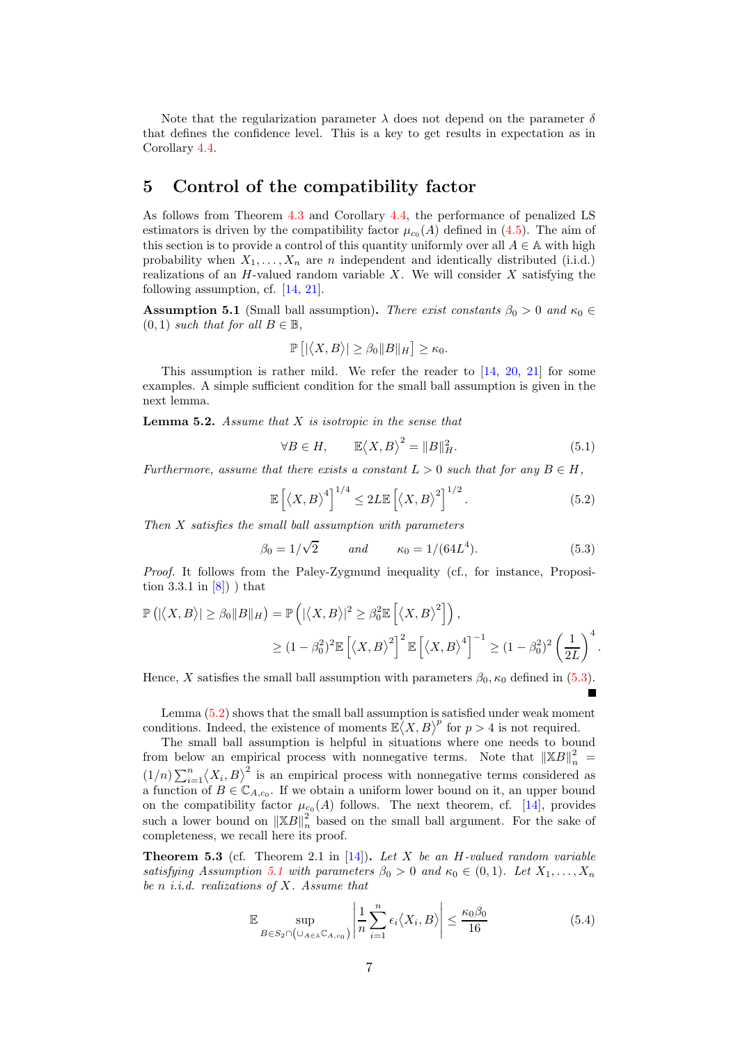Note that the regularization parameter $\lambda$ does not depend on the parameter $\delta$ that defines the confidence level. This is a key to get results in expectation as in Corollary 4.4.

## 5 Control of the compatibility factor

As follows from Theorem 4.3 and Corollary 4.4, the performance of penalized LS estimators is driven by the compatibility factor $\mu_{c_0}(A)$ defined in (4.5). The aim of this section is to provide a control of this quantity uniformly over all $A \in \mathbb{A}$ with high probability when $X_1, \ldots, X_n$ are $n$ independent and identically distributed (i.i.d.) realizations of an $H$-valued random variable $X$. We will consider $X$ satisfying the following assumption, cf. [14, 21].

**Assumption 5.1** (Small ball assumption)**.** *There exist constants $\beta_0 > 0$ and $\kappa_0 \in (0,1)$ such that for all $B \in \mathbb{B}$,*

$$\mathbb{P}\left[|\langle X, B\rangle| \geq \beta_0 \|B\|_H\right] \geq \kappa_0.$$

This assumption is rather mild. We refer the reader to [14, 20, 21] for some examples. A simple sufficient condition for the small ball assumption is given in the next lemma.

**Lemma 5.2.** *Assume that $X$ is isotropic in the sense that*

$$\forall B \in H, \qquad \mathbb{E}\langle X, B\rangle^2 = \|B\|_H^2. \tag{5.1}$$

*Furthermore, assume that there exists a constant $L > 0$ such that for any $B \in H$,*

$$\mathbb{E}\left[\langle X, B\rangle^4\right]^{1/4} \leq 2L\mathbb{E}\left[\langle X, B\rangle^2\right]^{1/2}. \tag{5.2}$$

*Then $X$ satisfies the small ball assumption with parameters*

$$\beta_0 = 1/\sqrt{2} \qquad \text{and} \qquad \kappa_0 = 1/(64L^4). \tag{5.3}$$

*Proof.* It follows from the Paley-Zygmund inequality (cf., for instance, Proposition 3.3.1 in [8]) ) that

$$\begin{aligned}\mathbb{P}\left(|\langle X, B\rangle| \geq \beta_0\|B\|_H\right) &= \mathbb{P}\left(|\langle X, B\rangle|^2 \geq \beta_0^2 \mathbb{E}\left[\langle X, B\rangle^2\right]\right), \\ &\geq (1-\beta_0^2)^2 \mathbb{E}\left[\langle X, B\rangle^2\right]^2 \mathbb{E}\left[\langle X, B\rangle^4\right]^{-1} \geq (1-\beta_0^2)^2\left(\frac{1}{2L}\right)^4.\end{aligned}$$

Hence, $X$ satisfies the small ball assumption with parameters $\beta_0, \kappa_0$ defined in (5.3). ∎

Lemma (5.2) shows that the small ball assumption is satisfied under weak moment conditions. Indeed, the existence of moments $\mathbb{E}\langle X, B\rangle^p$ for $p > 4$ is not required.

The small ball assumption is helpful in situations where one needs to bound from below an empirical process with nonnegative terms. Note that $\|\mathbb{X}B\|_n^2 = (1/n)\sum_{i=1}^n \langle X_i, B\rangle^2$ is an empirical process with nonnegative terms considered as a function of $B \in \mathbb{C}_{A,c_0}$. If we obtain a uniform lower bound on it, an upper bound on the compatibility factor $\mu_{c_0}(A)$ follows. The next theorem, cf. [14], provides such a lower bound on $\|\mathbb{X}B\|_n^2$ based on the small ball argument. For the sake of completeness, we recall here its proof.

**Theorem 5.3** (cf. Theorem 2.1 in [14])**.** *Let $X$ be an $H$-valued random variable satisfying Assumption 5.1 with parameters $\beta_0 > 0$ and $\kappa_0 \in (0,1)$. Let $X_1, \ldots, X_n$ be $n$ i.i.d. realizations of $X$. Assume that*

$$\mathbb{E} \sup_{B \in S_2 \cap \left(\cup_{A \in \mathbb{A}} \mathbb{C}_{A,c_0}\right)} \left|\frac{1}{n}\sum_{i=1}^n \epsilon_i \langle X_i, B\rangle\right| \leq \frac{\kappa_0 \beta_0}{16} \tag{5.4}$$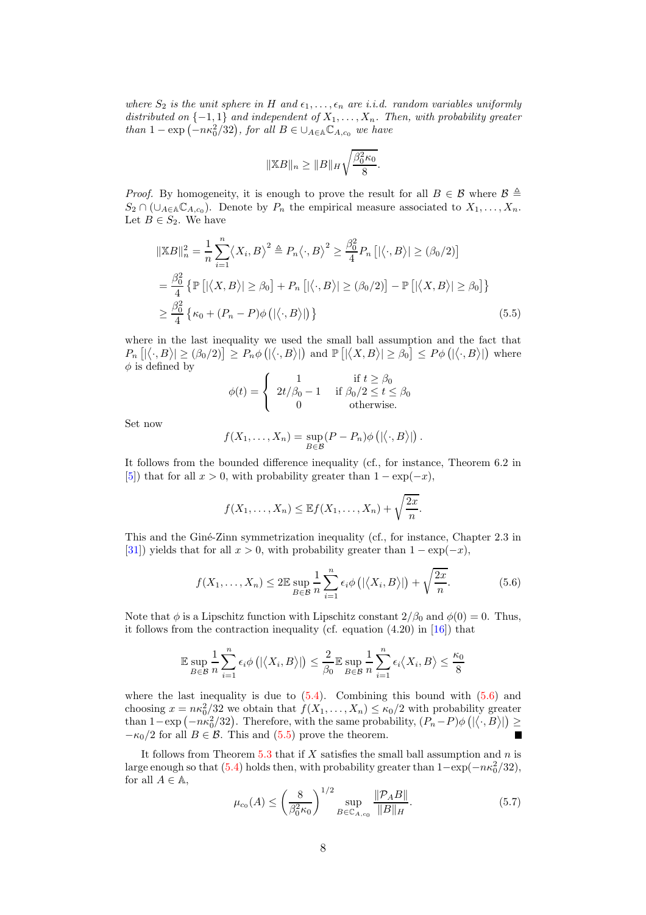*where $S_2$ is the unit sphere in $H$ and $\epsilon_1, \dots, \epsilon_n$ are i.i.d. random variables uniformly distributed on $\{-1, 1\}$ and independent of $X_1, \dots, X_n$. Then, with probability greater than $1 - \exp\left(-n\kappa_0^2/32\right)$, for all $B \in \cup_{A \in \mathbb{A}} \mathbb{C}_{A,c_0}$ we have*

$$\|\mathbb{X}B\|_n \geq \|B\|_H \sqrt{\frac{\beta_0^2 \kappa_0}{8}}.$$

*Proof.* By homogeneity, it is enough to prove the result for all $B \in \mathcal{B}$ where $\mathcal{B} \triangleq S_2 \cap (\cup_{A \in \mathbb{A}} \mathbb{C}_{A,c_0})$. Denote by $P_n$ the empirical measure associated to $X_1, \dots, X_n$. Let $B \in S_2$. We have

$$
\begin{aligned}
\|\mathbb{X}B\|_n^2 &= \frac{1}{n}\sum_{i=1}^n \big\langle X_i, B \big\rangle^2 \triangleq P_n \big\langle \cdot, B\big\rangle^2 \geq \frac{\beta_0^2}{4} P_n \left[ |\big\langle \cdot, B \big\rangle| \geq (\beta_0/2) \right] \\
&= \frac{\beta_0^2}{4} \left\{ \mathbb{P}\left[ |\big\langle X, B\big\rangle| \geq \beta_0 \right] + P_n \left[ |\big\langle \cdot, B\big\rangle| \geq (\beta_0/2) \right] - \mathbb{P}\left[ |\big\langle X, B\big\rangle| \geq \beta_0 \right] \right\} \\
&\geq \frac{\beta_0^2}{4} \left\{ \kappa_0 + (P_n - P)\phi\left(|\big\langle \cdot, B\big\rangle|\right) \right\} \qquad (5.5)
\end{aligned}
$$

where in the last inequality we used the small ball assumption and the fact that $P_n\left[|\big\langle \cdot, B\big\rangle| \geq (\beta_0/2)\right] \geq P_n \phi\left(|\big\langle \cdot, B\big\rangle|\right)$ and $\mathbb{P}\left[|\big\langle X, B\big\rangle| \geq \beta_0\right] \leq P\phi\left(|\big\langle \cdot, B\big\rangle|\right)$ where $\phi$ is defined by

$$\phi(t) = \begin{cases} 1 & \text{if } t \geq \beta_0 \\ 2t/\beta_0 - 1 & \text{if } \beta_0/2 \leq t \leq \beta_0 \\ 0 & \text{otherwise.} \end{cases}$$

Set now

$$f(X_1, \dots, X_n) = \sup_{B \in \mathcal{B}} (P - P_n)\phi\left(|\big\langle \cdot, B\big\rangle|\right).$$

It follows from the bounded difference inequality (cf., for instance, Theorem 6.2 in [5]) that for all $x > 0$, with probability greater than $1 - \exp(-x)$,

$$f(X_1, \dots, X_n) \leq \mathbb{E} f(X_1, \dots, X_n) + \sqrt{\frac{2x}{n}}.$$

This and the Giné-Zinn symmetrization inequality (cf., for instance, Chapter 2.3 in [31]) yields that for all $x > 0$, with probability greater than $1 - \exp(-x)$,

$$f(X_1, \dots, X_n) \leq 2\mathbb{E} \sup_{B \in \mathcal{B}} \frac{1}{n} \sum_{i=1}^n \epsilon_i \phi\left(|\big\langle X_i, B\big\rangle|\right) + \sqrt{\frac{2x}{n}}. \qquad (5.6)$$

Note that $\phi$ is a Lipschitz function with Lipschitz constant $2/\beta_0$ and $\phi(0) = 0$. Thus, it follows from the contraction inequality (cf. equation (4.20) in [16]) that

$$\mathbb{E} \sup_{B \in \mathcal{B}} \frac{1}{n}\sum_{i=1}^n \epsilon_i \phi\left(|\big\langle X_i, B\big\rangle|\right) \leq \frac{2}{\beta_0} \mathbb{E} \sup_{B \in \mathcal{B}} \frac{1}{n} \sum_{i=1}^n \epsilon_i \big\langle X_i, B\big\rangle \leq \frac{\kappa_0}{8}$$

where the last inequality is due to (5.4). Combining this bound with (5.6) and choosing $x = n\kappa_0^2/32$ we obtain that $f(X_1, \dots, X_n) \leq \kappa_0/2$ with probability greater than $1 - \exp\left(-n\kappa_0^2/32\right)$. Therefore, with the same probability, $(P_n - P)\phi\left(|\big\langle \cdot, B\big\rangle|\right) \geq -\kappa_0/2$ for all $B \in \mathcal{B}$. This and (5.5) prove the theorem. ∎

It follows from Theorem 5.3 that if $X$ satisfies the small ball assumption and $n$ is large enough so that (5.4) holds then, with probability greater than $1 - \exp(-n\kappa_0^2/32)$, for all $A \in \mathbb{A}$,

$$\mu_{c_0}(A) \leq \left(\frac{8}{\beta_0^2 \kappa_0}\right)^{1/2} \sup_{B \in \mathbb{C}_{A,c_0}} \frac{\|\mathcal{P}_A B\|}{\|B\|_H}. \qquad (5.7)$$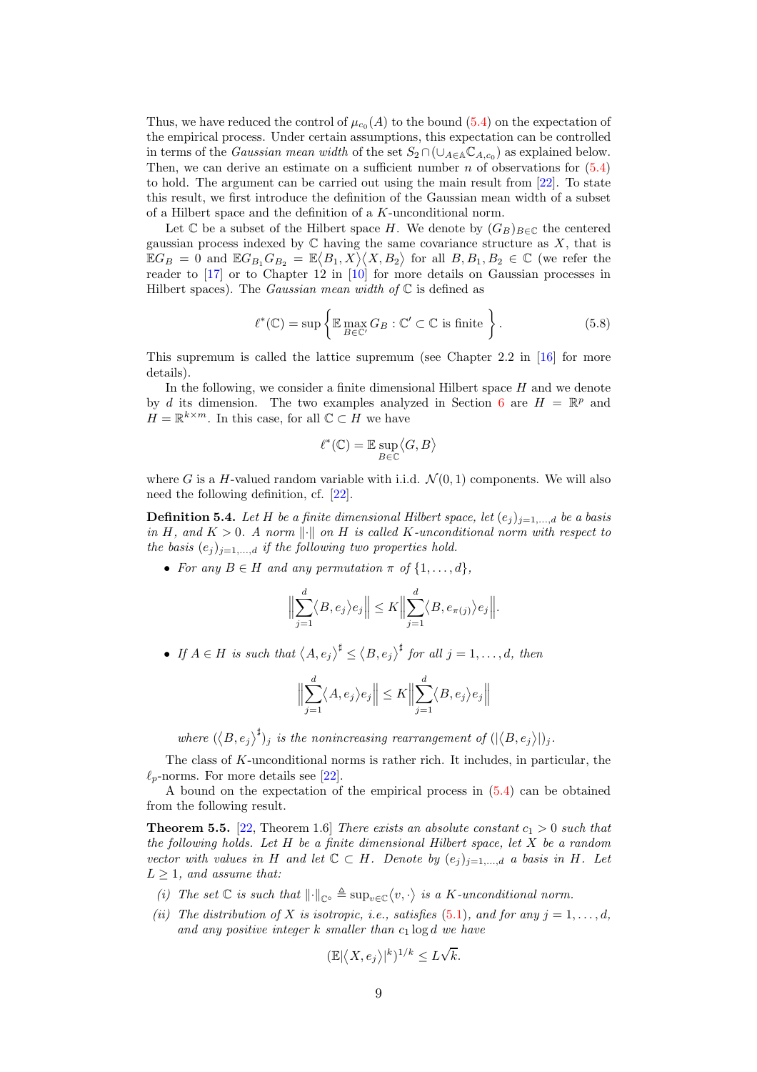Thus, we have reduced the control of $\mu_{c_0}(A)$ to the bound (5.4) on the expectation of the empirical process. Under certain assumptions, this expectation can be controlled in terms of the *Gaussian mean width* of the set $S_2 \cap (\cup_{A\in\mathbb{A}} \mathbb{C}_{A,c_0})$ as explained below. Then, we can derive an estimate on a sufficient number $n$ of observations for (5.4) to hold. The argument can be carried out using the main result from [22]. To state this result, we first introduce the definition of the Gaussian mean width of a subset of a Hilbert space and the definition of a $K$-unconditional norm.

Let $\mathbb{C}$ be a subset of the Hilbert space $H$. We denote by $(G_B)_{B\in\mathbb{C}}$ the centered gaussian process indexed by $\mathbb{C}$ having the same covariance structure as $X$, that is $\mathbb{E}G_B = 0$ and $\mathbb{E}G_{B_1}G_{B_2} = \mathbb{E}\langle B_1, X\rangle\langle X, B_2\rangle$ for all $B, B_1, B_2 \in \mathbb{C}$ (we refer the reader to [17] or to Chapter 12 in [10] for more details on Gaussian processes in Hilbert spaces). The *Gaussian mean width of* $\mathbb{C}$ is defined as

$$\ell^*(\mathbb{C}) = \sup\left\{\mathbb{E}\max_{B\in\mathbb{C}'} G_B : \mathbb{C}' \subset \mathbb{C} \text{ is finite } \right\}. \tag{5.8}$$

This supremum is called the lattice supremum (see Chapter 2.2 in [16] for more details).

In the following, we consider a finite dimensional Hilbert space $H$ and we denote by $d$ its dimension. The two examples analyzed in Section 6 are $H = \mathbb{R}^p$ and $H = \mathbb{R}^{k\times m}$. In this case, for all $\mathbb{C} \subset H$ we have

$$\ell^*(\mathbb{C}) = \mathbb{E}\sup_{B\in\mathbb{C}}\langle G, B\rangle$$

where $G$ is a $H$-valued random variable with i.i.d. $\mathcal{N}(0,1)$ components. We will also need the following definition, cf. [22].

**Definition 5.4.** *Let $H$ be a finite dimensional Hilbert space, let $(e_j)_{j=1,\dots,d}$ be a basis in $H$, and $K > 0$. A norm $\|\cdot\|$ on $H$ is called $K$-unconditional norm with respect to the basis $(e_j)_{j=1,\dots,d}$ if the following two properties hold.*

- *For any $B \in H$ and any permutation $\pi$ of $\{1,\dots,d\}$,*

$$\Big\|\sum_{j=1}^d \langle B, e_j\rangle e_j\Big\| \le K\Big\|\sum_{j=1}^d \langle B, e_{\pi(j)}\rangle e_j\Big\|.$$

- *If $A \in H$ is such that $\langle A, e_j\rangle^\sharp \le \langle B, e_j\rangle^\sharp$ for all $j = 1,\dots,d$, then*

$$\Big\|\sum_{j=1}^d \langle A, e_j\rangle e_j\Big\| \le K\Big\|\sum_{j=1}^d \langle B, e_j\rangle e_j\Big\|$$

*where $(\langle B, e_j\rangle^\sharp)_j$ is the nonincreasing rearrangement of $(|\langle B, e_j\rangle|)_j$.*

The class of $K$-unconditional norms is rather rich. It includes, in particular, the $\ell_p$-norms. For more details see [22].

A bound on the expectation of the empirical process in (5.4) can be obtained from the following result.

**Theorem 5.5.** [22, Theorem 1.6] *There exists an absolute constant $c_1 > 0$ such that the following holds. Let $H$ be a finite dimensional Hilbert space, let $X$ be a random vector with values in $H$ and let $\mathbb{C} \subset H$. Denote by $(e_j)_{j=1,\dots,d}$ a basis in $H$. Let $L \ge 1$, and assume that:*

*(i) The set $\mathbb{C}$ is such that $\|\cdot\|_{\mathbb{C}^\circ} \triangleq \sup_{v\in\mathbb{C}}\langle v, \cdot\rangle$ is a $K$-unconditional norm.*

*(ii) The distribution of $X$ is isotropic, i.e., satisfies (5.1), and for any $j = 1,\dots,d$, and any positive integer $k$ smaller than $c_1 \log d$ we have*

$$(\mathbb{E}|\langle X, e_j\rangle|^k)^{1/k} \le L\sqrt{k}.$$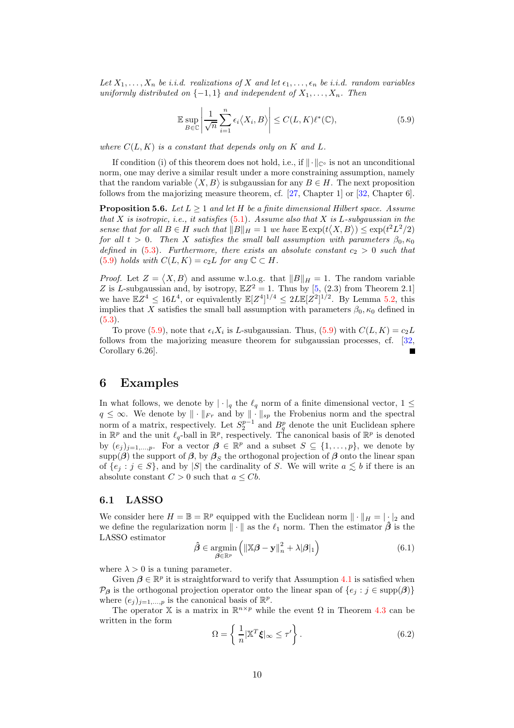*Let $X_1, \dots, X_n$ be i.i.d. realizations of $X$ and let $\epsilon_1, \dots, \epsilon_n$ be i.i.d. random variables uniformly distributed on $\{-1, 1\}$ and independent of $X_1, \dots, X_n$. Then*

$$\mathbb{E} \sup_{B \in \mathbb{C}} \left| \frac{1}{\sqrt{n}} \sum_{i=1}^{n} \epsilon_i \langle X_i, B \rangle \right| \le C(L, K) \ell^*(\mathbb{C}), \tag{5.9}$$

*where $C(L, K)$ is a constant that depends only on $K$ and $L$.*

If condition (i) of this theorem does not hold, i.e., if $\|\cdot\|_{\mathbb{C}^\circ}$ is not an unconditional norm, one may derive a similar result under a more constraining assumption, namely that the random variable $\langle X, B \rangle$ is subgaussian for any $B \in H$. The next proposition follows from the majorizing measure theorem, cf. [27, Chapter 1] or [32, Chapter 6].

**Proposition 5.6.** *Let $L \ge 1$ and let $H$ be a finite dimensional Hilbert space. Assume that $X$ is isotropic, i.e., it satisfies (5.1). Assume also that $X$ is $L$-subgaussian in the sense that for all $B \in H$ such that $\|B\|_H = 1$ we have $\mathbb{E} \exp(t \langle X, B \rangle) \le \exp(t^2 L^2/2)$ for all $t > 0$. Then $X$ satisfies the small ball assumption with parameters $\beta_0, \kappa_0$ defined in (5.3). Furthermore, there exists an absolute constant $c_2 > 0$ such that (5.9) holds with $C(L, K) = c_2 L$ for any $\mathbb{C} \subset H$.*

*Proof.* Let $Z = \langle X, B \rangle$ and assume w.l.o.g. that $\|B\|_H = 1$. The random variable $Z$ is $L$-subgaussian and, by isotropy, $\mathbb{E} Z^2 = 1$. Thus by [5, (2.3) from Theorem 2.1] we have $\mathbb{E} Z^4 \le 16 L^4$, or equivalently $\mathbb{E}[Z^4]^{1/4} \le 2L \mathbb{E}[Z^2]^{1/2}$. By Lemma 5.2, this implies that $X$ satisfies the small ball assumption with parameters $\beta_0, \kappa_0$ defined in (5.3).

To prove (5.9), note that $\epsilon_i X_i$ is $L$-subgaussian. Thus, (5.9) with $C(L, K) = c_2 L$ follows from the majorizing measure theorem for subgaussian processes, cf. [32, Corollary 6.26]. ∎

# 6 Examples

In what follows, we denote by $|\cdot|_q$ the $\ell_q$ norm of a finite dimensional vector, $1 \le q \le \infty$. We denote by $\|\cdot\|_{Fr}$ and by $\|\cdot\|_{sp}$ the Frobenius norm and the spectral norm of a matrix, respectively. Let $S_2^{p-1}$ and $B_q^p$ denote the unit Euclidean sphere in $\mathbb{R}^p$ and the unit $\ell_q$-ball in $\mathbb{R}^p$, respectively. The canonical basis of $\mathbb{R}^p$ is denoted by $(e_j)_{j=1,\dots,p}$. For a vector $\boldsymbol{\beta} \in \mathbb{R}^p$ and a subset $S \subseteq \{1, \dots, p\}$, we denote by $\text{supp}(\boldsymbol{\beta})$ the support of $\boldsymbol{\beta}$, by $\boldsymbol{\beta}_S$ the orthogonal projection of $\boldsymbol{\beta}$ onto the linear span of $\{e_j : j \in S\}$, and by $|S|$ the cardinality of $S$. We will write $a \lesssim b$ if there is an absolute constant $C > 0$ such that $a \le Cb$.

## 6.1 LASSO

We consider here $H = \mathbb{B} = \mathbb{R}^p$ equipped with the Euclidean norm $\|\cdot\|_H = |\cdot|_2$ and we define the regularization norm $\|\cdot\|$ as the $\ell_1$ norm. Then the estimator $\hat{\boldsymbol{\beta}}$ is the LASSO estimator

$$\hat{\boldsymbol{\beta}} \in \underset{\boldsymbol{\beta} \in \mathbb{R}^p}{\text{argmin}} \left( \|\mathbb{X}\boldsymbol{\beta} - \mathbf{y}\|_n^2 + \lambda |\boldsymbol{\beta}|_1 \right) \tag{6.1}$$

where $\lambda > 0$ is a tuning parameter.

Given $\boldsymbol{\beta} \in \mathbb{R}^p$ it is straightforward to verify that Assumption 4.1 is satisfied when $\mathcal{P}_{\boldsymbol{\beta}}$ is the orthogonal projection operator onto the linear span of $\{e_j : j \in \text{supp}(\boldsymbol{\beta})\}$ where $(e_j)_{j=1,\dots,p}$ is the canonical basis of $\mathbb{R}^p$.

The operator $\mathbb{X}$ is a matrix in $\mathbb{R}^{n \times p}$ while the event $\Omega$ in Theorem 4.3 can be written in the form

$$\Omega = \left\{ \frac{1}{n} |\mathbb{X}^T \boldsymbol{\xi}|_\infty \le \tau' \right\}. \tag{6.2}$$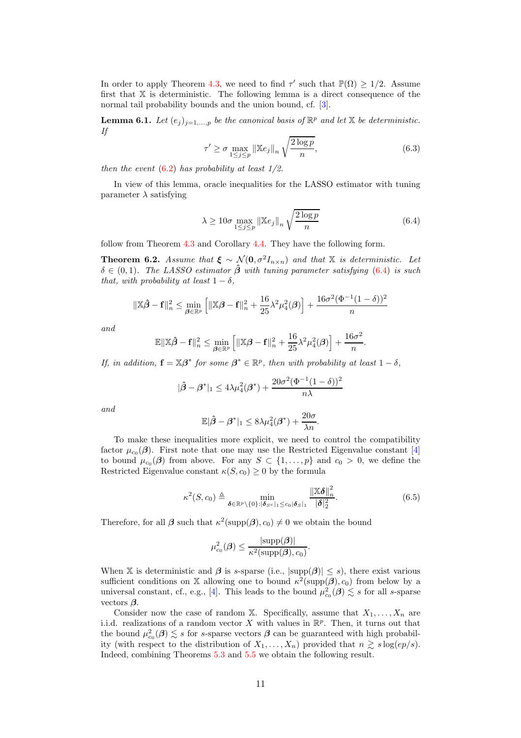In order to apply Theorem 4.3, we need to find $\tau'$ such that $\mathbb{P}(\Omega) \geq 1/2$. Assume first that $\mathbb{X}$ is deterministic. The following lemma is a direct consequence of the normal tail probability bounds and the union bound, cf. [3].

**Lemma 6.1.** *Let $(e_j)_{j=1,\dots,p}$ be the canonical basis of $\mathbb{R}^p$ and let $\mathbb{X}$ be deterministic. If*

$$\tau' \geq \sigma \max_{1 \leq j \leq p} \|\mathbb{X} e_j\|_n \sqrt{\frac{2\log p}{n}}, \tag{6.3}$$

*then the event (6.2) has probability at least 1/2.*

In view of this lemma, oracle inequalities for the LASSO estimator with tuning parameter $\lambda$ satisfying

$$\lambda \geq 10\sigma \max_{1 \leq j \leq p} \|\mathbb{X} e_j\|_n \sqrt{\frac{2\log p}{n}} \tag{6.4}$$

follow from Theorem 4.3 and Corollary 4.4. They have the following form.

**Theorem 6.2.** *Assume that $\boldsymbol{\xi} \sim \mathcal{N}(\mathbf{0}, \sigma^2 I_{n\times n})$ and that $\mathbb{X}$ is deterministic. Let $\delta \in (0,1)$. The LASSO estimator $\hat{\boldsymbol{\beta}}$ with tuning parameter satisfying (6.4) is such that, with probability at least $1-\delta$,*

$$\|\mathbb{X}\hat{\boldsymbol{\beta}} - \mathbf{f}\|_n^2 \leq \min_{\boldsymbol{\beta} \in \mathbb{R}^p} \left[ \|\mathbb{X}\boldsymbol{\beta} - \mathbf{f}\|_n^2 + \frac{16}{25}\lambda^2 \mu_4^2(\boldsymbol{\beta}) \right] + \frac{16\sigma^2(\Phi^{-1}(1-\delta))^2}{n}$$

*and*

$$\mathbb{E}\|\mathbb{X}\hat{\boldsymbol{\beta}} - \mathbf{f}\|_n^2 \leq \min_{\boldsymbol{\beta} \in \mathbb{R}^p} \left[ \|\mathbb{X}\boldsymbol{\beta} - \mathbf{f}\|_n^2 + \frac{16}{25}\lambda^2 \mu_4^2(\boldsymbol{\beta}) \right] + \frac{16\sigma^2}{n}.$$

*If, in addition, $\mathbf{f} = \mathbb{X}\boldsymbol{\beta}^*$ for some $\boldsymbol{\beta}^* \in \mathbb{R}^p$, then with probability at least $1-\delta$,*

$$|\hat{\boldsymbol{\beta}} - \boldsymbol{\beta}^*|_1 \leq 4\lambda\mu_4^2(\boldsymbol{\beta}^*) + \frac{20\sigma^2(\Phi^{-1}(1-\delta))^2}{n\lambda}$$

*and*

$$\mathbb{E}|\hat{\boldsymbol{\beta}} - \boldsymbol{\beta}^*|_1 \leq 8\lambda\mu_4^2(\boldsymbol{\beta}^*) + \frac{20\sigma}{\lambda n}.$$

To make these inequalities more explicit, we need to control the compatibility factor $\mu_{c_0}(\boldsymbol{\beta})$. First note that one may use the Restricted Eigenvalue constant [4] to bound $\mu_{c_0}(\boldsymbol{\beta})$ from above. For any $S \subset \{1,\dots,p\}$ and $c_0 > 0$, we define the Restricted Eigenvalue constant $\kappa(S, c_0) \geq 0$ by the formula

$$\kappa^2(S, c_0) \triangleq \min_{\boldsymbol{\delta} \in \mathbb{R}^p \setminus \{0\} : |\boldsymbol{\delta}_{S^c}|_1 \leq c_0 |\boldsymbol{\delta}_S|_1} \frac{\|\mathbb{X}\boldsymbol{\delta}\|_n^2}{|\boldsymbol{\delta}|_2^2}. \tag{6.5}$$

Therefore, for all $\boldsymbol{\beta}$ such that $\kappa^2(\mathrm{supp}(\boldsymbol{\beta}), c_0) \neq 0$ we obtain the bound

$$\mu_{c_0}^2(\boldsymbol{\beta}) \leq \frac{|\mathrm{supp}(\boldsymbol{\beta})|}{\kappa^2(\mathrm{supp}(\boldsymbol{\beta}), c_0)}.$$

When $\mathbb{X}$ is deterministic and $\boldsymbol{\beta}$ is $s$-sparse (i.e., $|\mathrm{supp}(\boldsymbol{\beta})| \leq s$), there exist various sufficient conditions on $\mathbb{X}$ allowing one to bound $\kappa^2(\mathrm{supp}(\boldsymbol{\beta}), c_0)$ from below by a universal constant, cf., e.g., [4]. This leads to the bound $\mu_{c_0}^2(\boldsymbol{\beta}) \lesssim s$ for all $s$-sparse vectors $\boldsymbol{\beta}$.

Consider now the case of random $\mathbb{X}$. Specifically, assume that $X_1, \dots, X_n$ are i.i.d. realizations of a random vector $X$ with values in $\mathbb{R}^p$. Then, it turns out that the bound $\mu_{c_0}^2(\boldsymbol{\beta}) \lesssim s$ for $s$-sparse vectors $\boldsymbol{\beta}$ can be guaranteed with high probability (with respect to the distribution of $X_1, \dots, X_n$) provided that $n \gtrsim s\log(ep/s)$. Indeed, combining Theorems 5.3 and 5.5 we obtain the following result.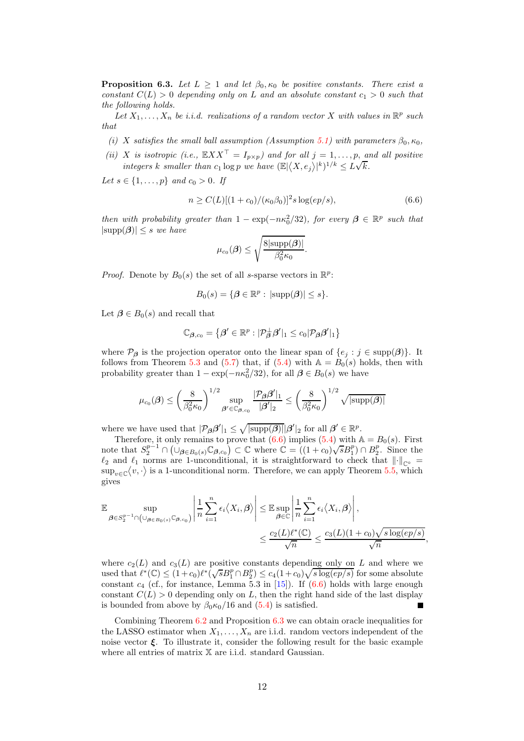**Proposition 6.3.** *Let $L \geq 1$ and let $\beta_0, \kappa_0$ be positive constants. There exist a constant $C(L) > 0$ depending only on $L$ and an absolute constant $c_1 > 0$ such that the following holds.*

*Let $X_1, \dots, X_n$ be i.i.d. realizations of a random vector $X$ with values in $\mathbb{R}^p$ such that*

- *(i) $X$ satisfies the small ball assumption (Assumption 5.1) with parameters $\beta_0, \kappa_0$,*
- *(ii) $X$ is isotropic (i.e., $\mathbb{E}XX^\top = I_{p\times p}$) and for all $j = 1, \dots, p$, and all positive integers $k$ smaller than $c_1 \log p$ we have $(\mathbb{E}|\langle X, e_j\rangle|^k)^{1/k} \leq L\sqrt{k}$.*

*Let $s \in \{1, \dots, p\}$ and $c_0 > 0$. If*

$$n \geq C(L)[(1+c_0)/(\kappa_0\beta_0)]^2 s \log(ep/s), \tag{6.6}$$

*then with probability greater than $1 - \exp(-n\kappa_0^2/32)$, for every $\boldsymbol{\beta} \in \mathbb{R}^p$ such that $|\text{supp}(\boldsymbol{\beta})| \leq s$ we have*

$$\mu_{c_0}(\boldsymbol{\beta}) \leq \sqrt{\frac{8|\text{supp}(\boldsymbol{\beta})|}{\beta_0^2\kappa_0}}.$$

*Proof.* Denote by $B_0(s)$ the set of all $s$-sparse vectors in $\mathbb{R}^p$:

$$B_0(s) = \{\boldsymbol{\beta} \in \mathbb{R}^p : |\text{supp}(\boldsymbol{\beta})| \leq s\}.$$

Let $\boldsymbol{\beta} \in B_0(s)$ and recall that

$$\mathbb{C}_{\boldsymbol{\beta},c_0} = \left\{\boldsymbol{\beta}' \in \mathbb{R}^p : |\mathcal{P}_{\boldsymbol{\beta}}^\perp \boldsymbol{\beta}'|_1 \leq c_0 |\mathcal{P}_{\boldsymbol{\beta}}\boldsymbol{\beta}'|_1\right\}$$

where $\mathcal{P}_{\boldsymbol{\beta}}$ is the projection operator onto the linear span of $\{e_j : j \in \text{supp}(\boldsymbol{\beta})\}$. It follows from Theorem 5.3 and (5.7) that, if (5.4) with $\mathbb{A} = B_0(s)$ holds, then with probability greater than $1 - \exp(-n\kappa_0^2/32)$, for all $\boldsymbol{\beta} \in B_0(s)$ we have

$$\mu_{c_0}(\boldsymbol{\beta}) \leq \left(\frac{8}{\beta_0^2\kappa_0}\right)^{1/2} \sup_{\boldsymbol{\beta}' \in \mathbb{C}_{\boldsymbol{\beta},c_0}} \frac{|\mathcal{P}_{\boldsymbol{\beta}}\boldsymbol{\beta}'|_1}{|\boldsymbol{\beta}'|_2} \leq \left(\frac{8}{\beta_0^2\kappa_0}\right)^{1/2} \sqrt{|\text{supp}(\boldsymbol{\beta})|}$$

where we have used that $|\mathcal{P}_{\boldsymbol{\beta}}\boldsymbol{\beta}'|_1 \leq \sqrt{|\text{supp}(\boldsymbol{\beta})|}|\boldsymbol{\beta}'|_2$ for all $\boldsymbol{\beta}' \in \mathbb{R}^p$.

Therefore, it only remains to prove that (6.6) implies (5.4) with $\mathbb{A} = B_0(s)$. First note that $S_2^{p-1} \cap \left(\cup_{\boldsymbol{\beta}\in B_0(s)} \mathbb{C}_{\boldsymbol{\beta},c_0}\right) \subset \mathbb{C}$ where $\mathbb{C} = ((1+c_0)\sqrt{s}B_1^p) \cap B_2^p$. Since the $\ell_2$ and $\ell_1$ norms are 1-unconditional, it is straightforward to check that $\|\cdot\|_{\mathbb{C}^\circ} = \sup_{v\in\mathbb{C}}\langle v, \cdot\rangle$ is a 1-unconditional norm. Therefore, we can apply Theorem 5.5, which gives

$$\begin{aligned}
\mathbb{E} \sup_{\boldsymbol{\beta} \in S_2^{p-1}\cap\left(\cup_{\boldsymbol{\beta}\in B_0(s)}\mathbb{C}_{\boldsymbol{\beta},c_0}\right)} \left|\frac{1}{n}\sum_{i=1}^n \epsilon_i \langle X_i, \boldsymbol{\beta}\rangle\right| &\leq \mathbb{E}\sup_{\boldsymbol{\beta}\in\mathbb{C}} \left|\frac{1}{n}\sum_{i=1}^n \epsilon_i\langle X_i, \boldsymbol{\beta}\rangle\right|, \\
&\leq \frac{c_2(L)\ell^*(\mathbb{C})}{\sqrt{n}} \leq \frac{c_3(L)(1+c_0)\sqrt{s\log(ep/s)}}{\sqrt{n}},
\end{aligned}$$

where $c_2(L)$ and $c_3(L)$ are positive constants depending only on $L$ and where we used that $\ell^*(\mathbb{C}) \leq (1+c_0)\ell^*(\sqrt{s}B_1^p \cap B_2^p) \leq c_4(1+c_0)\sqrt{s\log(ep/s)}$ for some absolute constant $c_4$ (cf., for instance, Lemma 5.3 in [15]). If (6.6) holds with large enough constant $C(L) > 0$ depending only on $L$, then the right hand side of the last display is bounded from above by $\beta_0\kappa_0/16$ and (5.4) is satisfied. ∎

Combining Theorem 6.2 and Proposition 6.3 we can obtain oracle inequalities for the LASSO estimator when $X_1, \dots, X_n$ are i.i.d. random vectors independent of the noise vector $\boldsymbol{\xi}$. To illustrate it, consider the following result for the basic example where all entries of matrix $\mathbb{X}$ are i.i.d. standard Gaussian.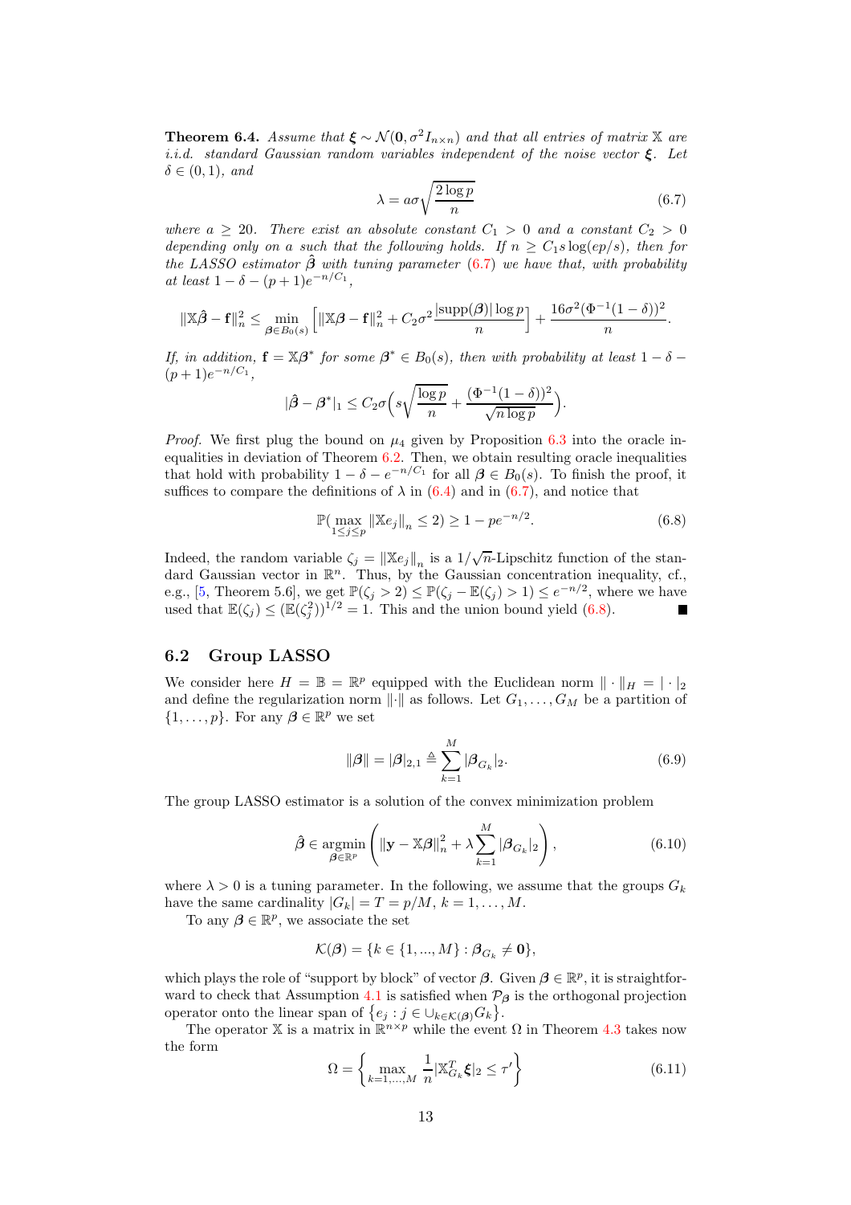**Theorem 6.4.** *Assume that $\boldsymbol{\xi} \sim \mathcal{N}(\mathbf{0}, \sigma^2 I_{n\times n})$ and that all entries of matrix $\mathbb{X}$ are i.i.d. standard Gaussian random variables independent of the noise vector $\boldsymbol{\xi}$. Let $\delta \in (0,1)$, and*

$$\lambda = a\sigma\sqrt{\frac{2\log p}{n}} \tag{6.7}$$

*where $a \geq 20$. There exist an absolute constant $C_1 > 0$ and a constant $C_2 > 0$ depending only on $a$ such that the following holds. If $n \geq C_1 s\log(ep/s)$, then for the LASSO estimator $\hat{\boldsymbol{\beta}}$ with tuning parameter (6.7) we have that, with probability at least $1 - \delta - (p+1)e^{-n/C_1}$,*

$$\|\mathbb{X}\hat{\boldsymbol{\beta}} - \mathbf{f}\|_n^2 \leq \min_{\boldsymbol{\beta}\in B_0(s)} \left[\|\mathbb{X}\boldsymbol{\beta} - \mathbf{f}\|_n^2 + C_2\sigma^2\frac{|\mathrm{supp}(\boldsymbol{\beta})|\log p}{n}\right] + \frac{16\sigma^2(\Phi^{-1}(1-\delta))^2}{n}.$$

*If, in addition, $\mathbf{f} = \mathbb{X}\boldsymbol{\beta}^*$ for some $\boldsymbol{\beta}^* \in B_0(s)$, then with probability at least $1 - \delta - (p+1)e^{-n/C_1}$,*

$$|\hat{\boldsymbol{\beta}} - \boldsymbol{\beta}^*|_1 \leq C_2\sigma\Big(s\sqrt{\frac{\log p}{n}} + \frac{(\Phi^{-1}(1-\delta))^2}{\sqrt{n\log p}}\Big).$$

*Proof.* We first plug the bound on $\mu_4$ given by Proposition 6.3 into the oracle inequalities in deviation of Theorem 6.2. Then, we obtain resulting oracle inequalities that hold with probability $1 - \delta - e^{-n/C_1}$ for all $\boldsymbol{\beta} \in B_0(s)$. To finish the proof, it suffices to compare the definitions of $\lambda$ in (6.4) and in (6.7), and notice that

$$\mathbb{P}(\max_{1\leq j\leq p} \|\mathbb{X}e_j\|_n \leq 2) \geq 1 - pe^{-n/2}. \tag{6.8}$$

Indeed, the random variable $\zeta_j = \|\mathbb{X}e_j\|_n$ is a $1/\sqrt{n}$-Lipschitz function of the standard Gaussian vector in $\mathbb{R}^n$. Thus, by the Gaussian concentration inequality, cf., e.g., [5, Theorem 5.6], we get $\mathbb{P}(\zeta_j > 2) \leq \mathbb{P}(\zeta_j - \mathbb{E}(\zeta_j) > 1) \leq e^{-n/2}$, where we have used that $\mathbb{E}(\zeta_j) \leq (\mathbb{E}(\zeta_j^2))^{1/2} = 1$. This and the union bound yield (6.8). ∎

## 6.2 Group LASSO

We consider here $H = \mathbb{B} = \mathbb{R}^p$ equipped with the Euclidean norm $\|\cdot\|_H = |\cdot|_2$ and define the regularization norm $\|\cdot\|$ as follows. Let $G_1, \dots, G_M$ be a partition of $\{1, \dots, p\}$. For any $\boldsymbol{\beta} \in \mathbb{R}^p$ we set

$$\|\boldsymbol{\beta}\| = |\boldsymbol{\beta}|_{2,1} \triangleq \sum_{k=1}^{M} |\boldsymbol{\beta}_{G_k}|_2. \tag{6.9}$$

The group LASSO estimator is a solution of the convex minimization problem

$$\hat{\boldsymbol{\beta}} \in \underset{\boldsymbol{\beta}\in\mathbb{R}^p}{\mathrm{argmin}} \left(\|\mathbf{y} - \mathbb{X}\boldsymbol{\beta}\|_n^2 + \lambda\sum_{k=1}^{M}|\boldsymbol{\beta}_{G_k}|_2\right), \tag{6.10}$$

where $\lambda > 0$ is a tuning parameter. In the following, we assume that the groups $G_k$ have the same cardinality $|G_k| = T = p/M$, $k = 1, \dots, M$.

To any $\boldsymbol{\beta} \in \mathbb{R}^p$, we associate the set

$$\mathcal{K}(\boldsymbol{\beta}) = \{k \in \{1, ..., M\} : \boldsymbol{\beta}_{G_k} \neq \mathbf{0}\},$$

which plays the role of "support by block" of vector $\boldsymbol{\beta}$. Given $\boldsymbol{\beta} \in \mathbb{R}^p$, it is straightforward to check that Assumption 4.1 is satisfied when $\mathcal{P}_{\boldsymbol{\beta}}$ is the orthogonal projection operator onto the linear span of $\{e_j : j \in \cup_{k\in\mathcal{K}(\boldsymbol{\beta})} G_k\}$.

The operator $\mathbb{X}$ is a matrix in $\mathbb{R}^{n\times p}$ while the event $\Omega$ in Theorem 4.3 takes now the form

$$\Omega = \left\{\max_{k=1,\dots,M} \frac{1}{n}|\mathbb{X}_{G_k}^T\boldsymbol{\xi}|_2 \leq \tau'\right\} \tag{6.11}$$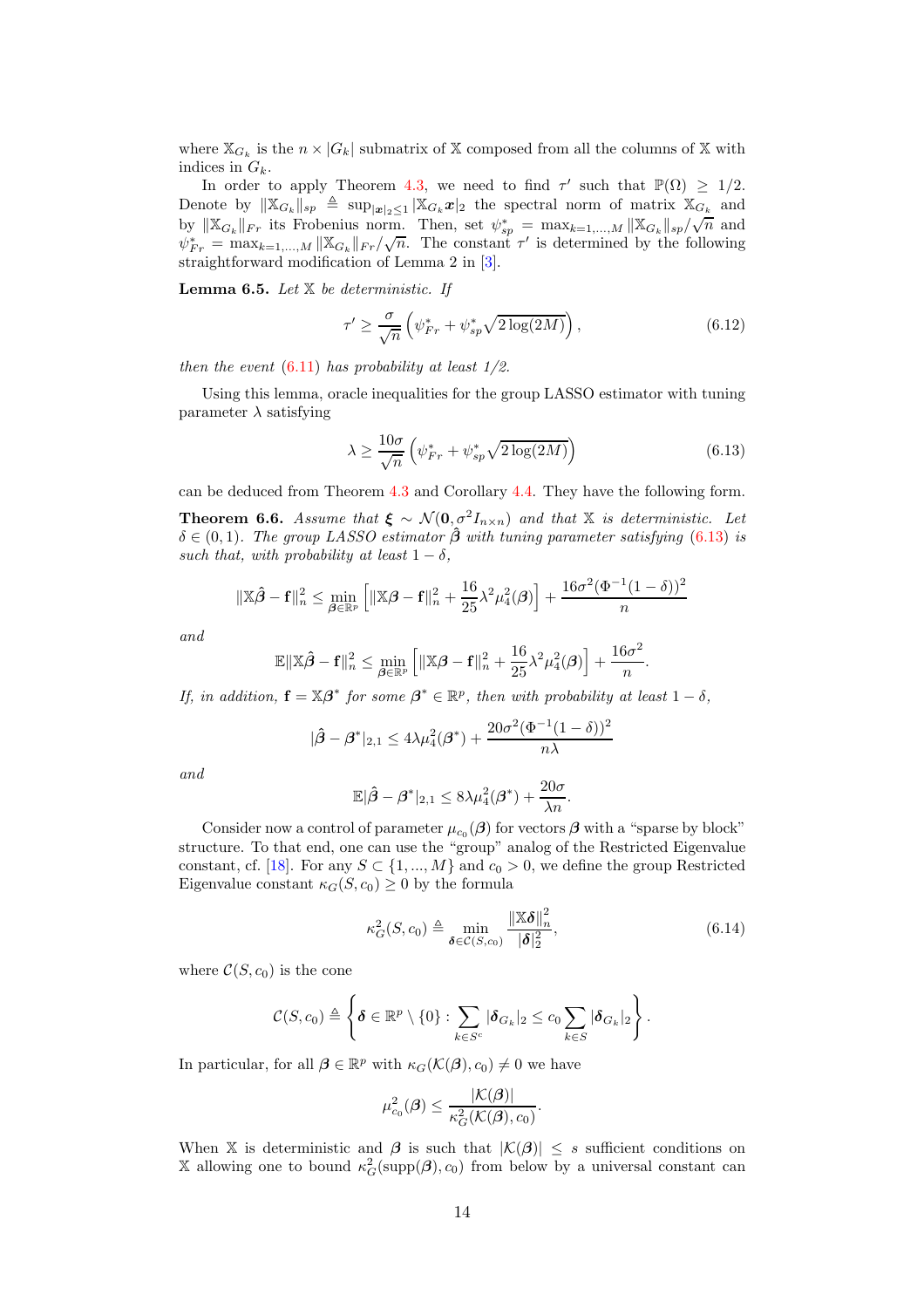where $\mathbb{X}_{G_k}$ is the $n \times |G_k|$ submatrix of $\mathbb{X}$ composed from all the columns of $\mathbb{X}$ with indices in $G_k$.

In order to apply Theorem 4.3, we need to find $\tau'$ such that $\mathbb{P}(\Omega) \geq 1/2$. Denote by $\|\mathbb{X}_{G_k}\|_{sp} \triangleq \sup_{|\boldsymbol{x}|_2 \leq 1} |\mathbb{X}_{G_k}\boldsymbol{x}|_2$ the spectral norm of matrix $\mathbb{X}_{G_k}$ and by $\|\mathbb{X}_{G_k}\|_{Fr}$ its Frobenius norm. Then, set $\psi^*_{sp} = \max_{k=1,...,M} \|\mathbb{X}_{G_k}\|_{sp}/\sqrt{n}$ and $\psi^*_{Fr} = \max_{k=1,...,M} \|\mathbb{X}_{G_k}\|_{Fr}/\sqrt{n}$. The constant $\tau'$ is determined by the following straightforward modification of Lemma 2 in [3].

**Lemma 6.5.** *Let $\mathbb{X}$ be deterministic. If*

$$\tau' \geq \frac{\sigma}{\sqrt{n}} \left( \psi^*_{Fr} + \psi^*_{sp}\sqrt{2\log(2M)} \right), \tag{6.12}$$

*then the event (6.11) has probability at least 1/2.*

Using this lemma, oracle inequalities for the group LASSO estimator with tuning parameter $\lambda$ satisfying

$$\lambda \geq \frac{10\sigma}{\sqrt{n}} \left( \psi^*_{Fr} + \psi^*_{sp}\sqrt{2\log(2M)} \right) \tag{6.13}$$

can be deduced from Theorem 4.3 and Corollary 4.4. They have the following form.

**Theorem 6.6.** *Assume that $\boldsymbol{\xi} \sim \mathcal{N}(\mathbf{0}, \sigma^2 I_{n\times n})$ and that $\mathbb{X}$ is deterministic. Let $\delta \in (0,1)$. The group LASSO estimator $\hat{\boldsymbol{\beta}}$ with tuning parameter satisfying (6.13) is such that, with probability at least $1-\delta$,*

$$\|\mathbb{X}\hat{\boldsymbol{\beta}} - \mathbf{f}\|_n^2 \leq \min_{\boldsymbol{\beta}\in\mathbb{R}^p} \left[ \|\mathbb{X}\boldsymbol{\beta} - \mathbf{f}\|_n^2 + \frac{16}{25}\lambda^2\mu_4^2(\boldsymbol{\beta}) \right] + \frac{16\sigma^2(\Phi^{-1}(1-\delta))^2}{n}$$

*and*

$$\mathbb{E}\|\mathbb{X}\hat{\boldsymbol{\beta}} - \mathbf{f}\|_n^2 \leq \min_{\boldsymbol{\beta}\in\mathbb{R}^p} \left[ \|\mathbb{X}\boldsymbol{\beta} - \mathbf{f}\|_n^2 + \frac{16}{25}\lambda^2\mu_4^2(\boldsymbol{\beta}) \right] + \frac{16\sigma^2}{n}.$$

*If, in addition, $\mathbf{f} = \mathbb{X}\boldsymbol{\beta}^*$ for some $\boldsymbol{\beta}^* \in \mathbb{R}^p$, then with probability at least $1-\delta$,*

$$|\hat{\boldsymbol{\beta}} - \boldsymbol{\beta}^*|_{2,1} \leq 4\lambda\mu_4^2(\boldsymbol{\beta}^*) + \frac{20\sigma^2(\Phi^{-1}(1-\delta))^2}{n\lambda}$$

*and*

$$\mathbb{E}|\hat{\boldsymbol{\beta}} - \boldsymbol{\beta}^*|_{2,1} \leq 8\lambda\mu_4^2(\boldsymbol{\beta}^*) + \frac{20\sigma}{\lambda n}.$$

Consider now a control of parameter $\mu_{c_0}(\boldsymbol{\beta})$ for vectors $\boldsymbol{\beta}$ with a "sparse by block" structure. To that end, one can use the "group" analog of the Restricted Eigenvalue constant, cf. [18]. For any $S \subset \{1, ..., M\}$ and $c_0 > 0$, we define the group Restricted Eigenvalue constant $\kappa_G(S, c_0) \geq 0$ by the formula

$$\kappa_G^2(S, c_0) \triangleq \min_{\boldsymbol{\delta}\in\mathcal{C}(S,c_0)} \frac{\|\mathbb{X}\boldsymbol{\delta}\|_n^2}{|\boldsymbol{\delta}|_2^2}, \tag{6.14}$$

where $\mathcal{C}(S, c_0)$ is the cone

$$\mathcal{C}(S, c_0) \triangleq \left\{ \boldsymbol{\delta} \in \mathbb{R}^p \setminus \{0\} : \sum_{k\in S^c} |\boldsymbol{\delta}_{G_k}|_2 \leq c_0 \sum_{k\in S} |\boldsymbol{\delta}_{G_k}|_2 \right\}.$$

In particular, for all $\boldsymbol{\beta} \in \mathbb{R}^p$ with $\kappa_G(\mathcal{K}(\boldsymbol{\beta}), c_0) \neq 0$ we have

$$\mu_{c_0}^2(\boldsymbol{\beta}) \leq \frac{|\mathcal{K}(\boldsymbol{\beta})|}{\kappa_G^2(\mathcal{K}(\boldsymbol{\beta}), c_0)}.$$

When $\mathbb{X}$ is deterministic and $\boldsymbol{\beta}$ is such that $|\mathcal{K}(\boldsymbol{\beta})| \leq s$ sufficient conditions on $\mathbb{X}$ allowing one to bound $\kappa_G^2(\text{supp}(\boldsymbol{\beta}), c_0)$ from below by a universal constant can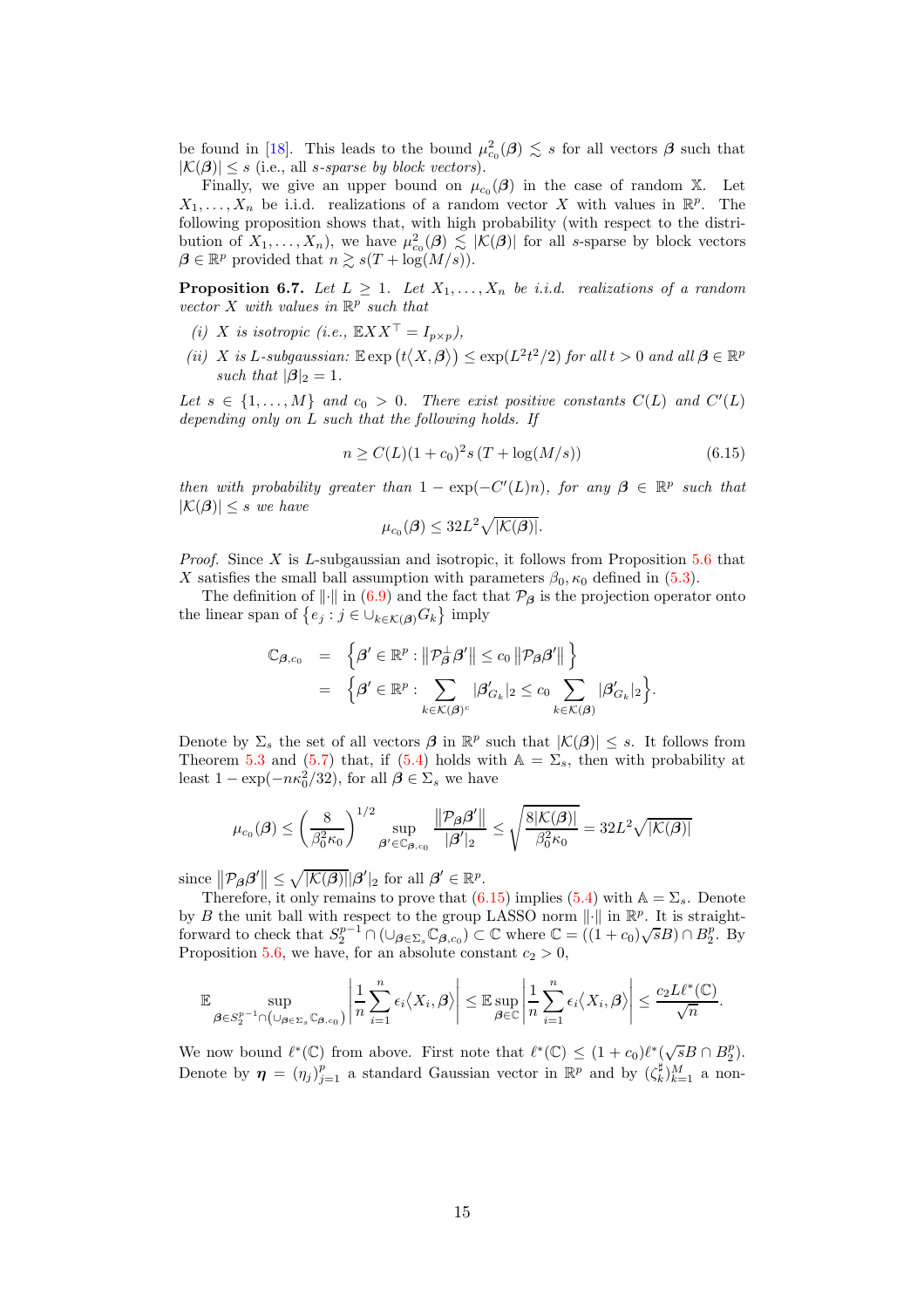be found in [18]. This leads to the bound $\mu^2_{c_0}(\boldsymbol{\beta}) \lesssim s$ for all vectors $\boldsymbol{\beta}$ such that $|\mathcal{K}(\boldsymbol{\beta})| \le s$ (i.e., all *s-sparse by block vectors*).

Finally, we give an upper bound on $\mu_{c_0}(\boldsymbol{\beta})$ in the case of random $\mathbb{X}$. Let $X_1, \dots, X_n$ be i.i.d. realizations of a random vector $X$ with values in $\mathbb{R}^p$. The following proposition shows that, with high probability (with respect to the distribution of $X_1, \dots, X_n$), we have $\mu^2_{c_0}(\boldsymbol{\beta}) \lesssim |\mathcal{K}(\boldsymbol{\beta})|$ for all $s$-sparse by block vectors $\boldsymbol{\beta} \in \mathbb{R}^p$ provided that $n \gtrsim s(T + \log(M/s))$.

**Proposition 6.7.** *Let $L \ge 1$. Let $X_1, \dots, X_n$ be i.i.d. realizations of a random vector $X$ with values in $\mathbb{R}^p$ such that*

*(i) $X$ is isotropic (i.e., $\mathbb{E}XX^\top = I_{p\times p}$),*

*(ii) $X$ is $L$-subgaussian: $\mathbb{E}\exp\big(t\langle X, \boldsymbol{\beta}\rangle\big) \le \exp(L^2t^2/2)$ for all $t > 0$ and all $\boldsymbol{\beta} \in \mathbb{R}^p$ such that $|\boldsymbol{\beta}|_2 = 1$.*

*Let $s \in \{1, \dots, M\}$ and $c_0 > 0$. There exist positive constants $C(L)$ and $C'(L)$ depending only on $L$ such that the following holds. If*

$$n \ge C(L)(1 + c_0)^2 s\,(T + \log(M/s)) \tag{6.15}$$

*then with probability greater than $1 - \exp(-C'(L)n)$, for any $\boldsymbol{\beta} \in \mathbb{R}^p$ such that $|\mathcal{K}(\boldsymbol{\beta})| \le s$ we have*

$$\mu_{c_0}(\boldsymbol{\beta}) \le 32L^2\sqrt{|\mathcal{K}(\boldsymbol{\beta})|}.$$

*Proof.* Since $X$ is $L$-subgaussian and isotropic, it follows from Proposition 5.6 that $X$ satisfies the small ball assumption with parameters $\beta_0, \kappa_0$ defined in (5.3).

The definition of $\|\cdot\|$ in (6.9) and the fact that $\mathcal{P}_{\boldsymbol{\beta}}$ is the projection operator onto the linear span of $\{e_j : j \in \cup_{k\in\mathcal{K}(\boldsymbol{\beta})} G_k\}$ imply

$$\begin{aligned}
\mathbb{C}_{\boldsymbol{\beta},c_0} &= \Big\{\boldsymbol{\beta}' \in \mathbb{R}^p : \big\|\mathcal{P}^{\perp}_{\boldsymbol{\beta}}\boldsymbol{\beta}'\big\| \le c_0\big\|\mathcal{P}_{\boldsymbol{\beta}}\boldsymbol{\beta}'\big\|\Big\} \\
&= \Big\{\boldsymbol{\beta}' \in \mathbb{R}^p : \sum_{k\in\mathcal{K}(\boldsymbol{\beta})^c} |\boldsymbol{\beta}'_{G_k}|_2 \le c_0 \sum_{k\in\mathcal{K}(\boldsymbol{\beta})} |\boldsymbol{\beta}'_{G_k}|_2\Big\}.
\end{aligned}$$

Denote by $\Sigma_s$ the set of all vectors $\boldsymbol{\beta}$ in $\mathbb{R}^p$ such that $|\mathcal{K}(\boldsymbol{\beta})| \le s$. It follows from Theorem 5.3 and (5.7) that, if (5.4) holds with $\mathbb{A} = \Sigma_s$, then with probability at least $1 - \exp(-n\kappa_0^2/32)$, for all $\boldsymbol{\beta} \in \Sigma_s$ we have

$$\mu_{c_0}(\boldsymbol{\beta}) \le \left(\frac{8}{\beta_0^2\kappa_0}\right)^{1/2} \sup_{\boldsymbol{\beta}'\in\mathbb{C}_{\boldsymbol{\beta},c_0}} \frac{\big\|\mathcal{P}_{\boldsymbol{\beta}}\boldsymbol{\beta}'\big\|}{|\boldsymbol{\beta}'|_2} \le \sqrt{\frac{8|\mathcal{K}(\boldsymbol{\beta})|}{\beta_0^2\kappa_0}} = 32L^2\sqrt{|\mathcal{K}(\boldsymbol{\beta})|}$$

since $\big\|\mathcal{P}_{\boldsymbol{\beta}}\boldsymbol{\beta}'\big\| \le \sqrt{|\mathcal{K}(\boldsymbol{\beta})|}|\boldsymbol{\beta}'|_2$ for all $\boldsymbol{\beta}' \in \mathbb{R}^p$.

Therefore, it only remains to prove that (6.15) implies (5.4) with $\mathbb{A} = \Sigma_s$. Denote by $B$ the unit ball with respect to the group LASSO norm $\|\cdot\|$ in $\mathbb{R}^p$. It is straightforward to check that $S_2^{p-1} \cap (\cup_{\boldsymbol{\beta}\in\Sigma_s}\mathbb{C}_{\boldsymbol{\beta},c_0}) \subset \mathbb{C}$ where $\mathbb{C} = ((1+c_0)\sqrt{s}B) \cap B_2^p$. By Proposition 5.6, we have, for an absolute constant $c_2 > 0$,

$$\mathbb{E} \sup_{\boldsymbol{\beta}\in S_2^{p-1}\cap(\cup_{\boldsymbol{\beta}\in\Sigma_s}\mathbb{C}_{\boldsymbol{\beta},c_0})} \left|\frac{1}{n}\sum_{i=1}^n \epsilon_i\langle X_i, \boldsymbol{\beta}\rangle\right| \le \mathbb{E}\sup_{\boldsymbol{\beta}\in\mathbb{C}} \left|\frac{1}{n}\sum_{i=1}^n \epsilon_i\langle X_i, \boldsymbol{\beta}\rangle\right| \le \frac{c_2 L\ell^*(\mathbb{C})}{\sqrt{n}}.$$

We now bound $\ell^*(\mathbb{C})$ from above. First note that $\ell^*(\mathbb{C}) \le (1+c_0)\ell^*(\sqrt{s}B \cap B_2^p)$. Denote by $\boldsymbol{\eta} = (\eta_j)_{j=1}^p$ a standard Gaussian vector in $\mathbb{R}^p$ and by $(\zeta_k^\sharp)_{k=1}^M$ a non-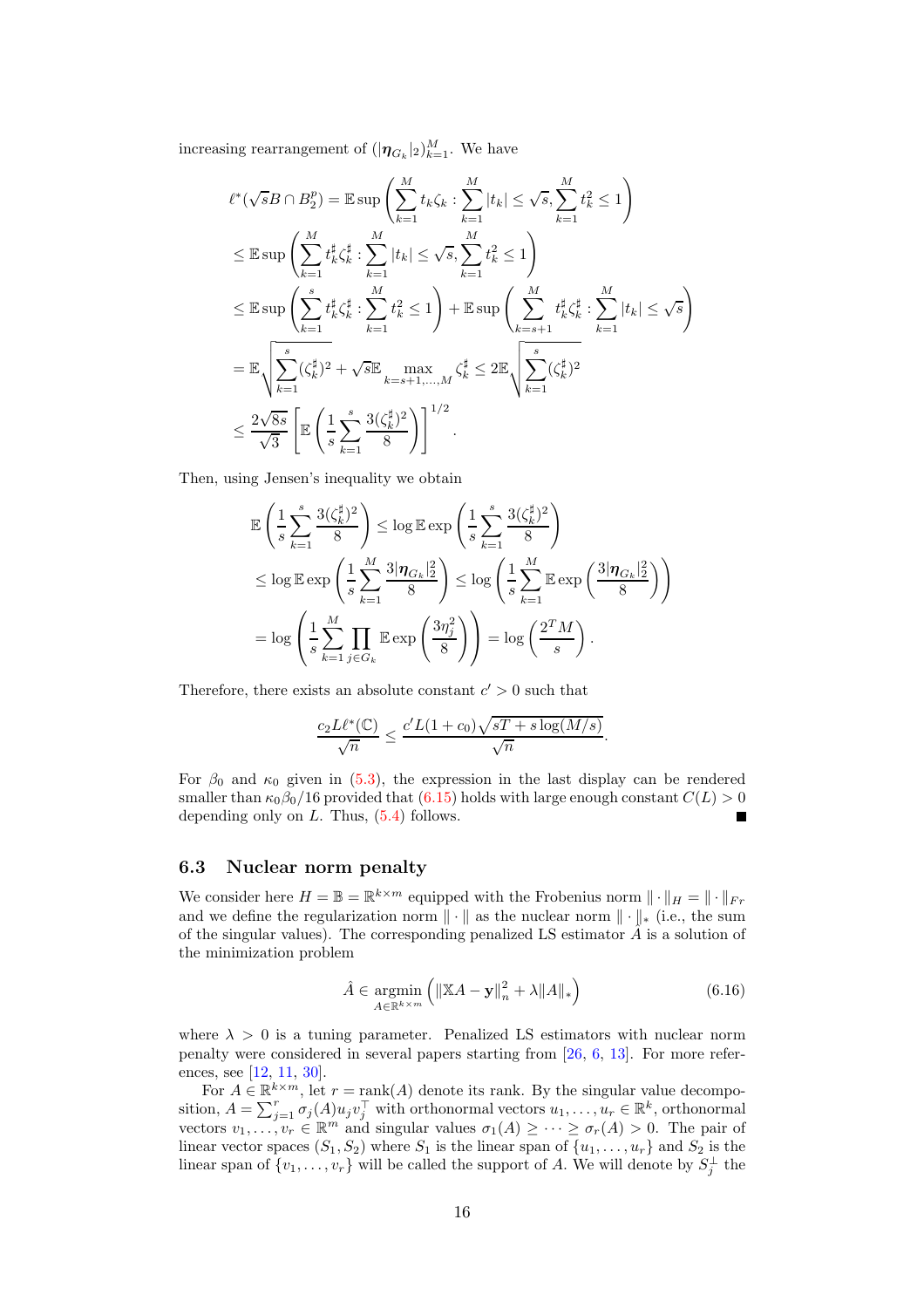increasing rearrangement of $(|\boldsymbol{\eta}_{G_k}|_2)_{k=1}^M$. We have

$$
\begin{aligned}
\ell^*(\sqrt{s}B \cap B_2^p) &= \mathbb{E}\sup\left(\sum_{k=1}^M t_k\zeta_k : \sum_{k=1}^M |t_k| \le \sqrt{s}, \sum_{k=1}^M t_k^2 \le 1\right) \\
&\le \mathbb{E}\sup\left(\sum_{k=1}^M t_k^\sharp\zeta_k^\sharp : \sum_{k=1}^M |t_k| \le \sqrt{s}, \sum_{k=1}^M t_k^2 \le 1\right) \\
&\le \mathbb{E}\sup\left(\sum_{k=1}^s t_k^\sharp\zeta_k^\sharp : \sum_{k=1}^M t_k^2 \le 1\right) + \mathbb{E}\sup\left(\sum_{k=s+1}^M t_k^\sharp\zeta_k^\sharp : \sum_{k=1}^M |t_k| \le \sqrt{s}\right) \\
&= \mathbb{E}\sqrt{\sum_{k=1}^s (\zeta_k^\sharp)^2} + \sqrt{s}\mathbb{E}\max_{k=s+1,\dots,M}\zeta_k^\sharp \le 2\mathbb{E}\sqrt{\sum_{k=1}^s (\zeta_k^\sharp)^2} \\
&\le \frac{2\sqrt{8s}}{\sqrt{3}}\left[\mathbb{E}\left(\frac{1}{s}\sum_{k=1}^s \frac{3(\zeta_k^\sharp)^2}{8}\right)\right]^{1/2}.
\end{aligned}
$$

Then, using Jensen's inequality we obtain

$$
\begin{aligned}
\mathbb{E}\left(\frac{1}{s}\sum_{k=1}^s \frac{3(\zeta_k^\sharp)^2}{8}\right) &\le \log\mathbb{E}\exp\left(\frac{1}{s}\sum_{k=1}^s \frac{3(\zeta_k^\sharp)^2}{8}\right) \\
&\le \log\mathbb{E}\exp\left(\frac{1}{s}\sum_{k=1}^M \frac{3|\boldsymbol{\eta}_{G_k}|_2^2}{8}\right) \le \log\left(\frac{1}{s}\sum_{k=1}^M \mathbb{E}\exp\left(\frac{3|\boldsymbol{\eta}_{G_k}|_2^2}{8}\right)\right) \\
&= \log\left(\frac{1}{s}\sum_{k=1}^M \prod_{j\in G_k}\mathbb{E}\exp\left(\frac{3\eta_j^2}{8}\right)\right) = \log\left(\frac{2^T M}{s}\right).
\end{aligned}
$$

Therefore, there exists an absolute constant $c' > 0$ such that

$$
\frac{c_2 L\ell^*(\mathbb{C})}{\sqrt{n}} \le \frac{c' L(1+c_0)\sqrt{sT + s\log(M/s)}}{\sqrt{n}}.
$$

For $\beta_0$ and $\kappa_0$ given in (5.3), the expression in the last display can be rendered smaller than $\kappa_0\beta_0/16$ provided that (6.15) holds with large enough constant $C(L) > 0$ depending only on $L$. Thus, (5.4) follows. ∎

### 6.3 Nuclear norm penalty

We consider here $H = \mathbb{B} = \mathbb{R}^{k\times m}$ equipped with the Frobenius norm $\|\cdot\|_H = \|\cdot\|_{Fr}$ and we define the regularization norm $\|\cdot\|$ as the nuclear norm $\|\cdot\|_*$ (i.e., the sum of the singular values). The corresponding penalized LS estimator $\hat{A}$ is a solution of the minimization problem

$$
\hat{A} \in \underset{A\in\mathbb{R}^{k\times m}}{\operatorname{argmin}}\left(\|\mathbb{X}A - \mathbf{y}\|_n^2 + \lambda\|A\|_*\right) \tag{6.16}
$$

where $\lambda > 0$ is a tuning parameter. Penalized LS estimators with nuclear norm penalty were considered in several papers starting from [26, 6, 13]. For more references, see [12, 11, 30].

For $A \in \mathbb{R}^{k\times m}$, let $r = \operatorname{rank}(A)$ denote its rank. By the singular value decomposition, $A = \sum_{j=1}^r \sigma_j(A)u_j v_j^\top$ with orthonormal vectors $u_1,\dots,u_r \in \mathbb{R}^k$, orthonormal vectors $v_1,\dots,v_r \in \mathbb{R}^m$ and singular values $\sigma_1(A) \ge \dots \ge \sigma_r(A) > 0$. The pair of linear vector spaces $(S_1, S_2)$ where $S_1$ is the linear span of $\{u_1,\dots,u_r\}$ and $S_2$ is the linear span of $\{v_1,\dots,v_r\}$ will be called the support of $A$. We will denote by $S_j^\perp$ the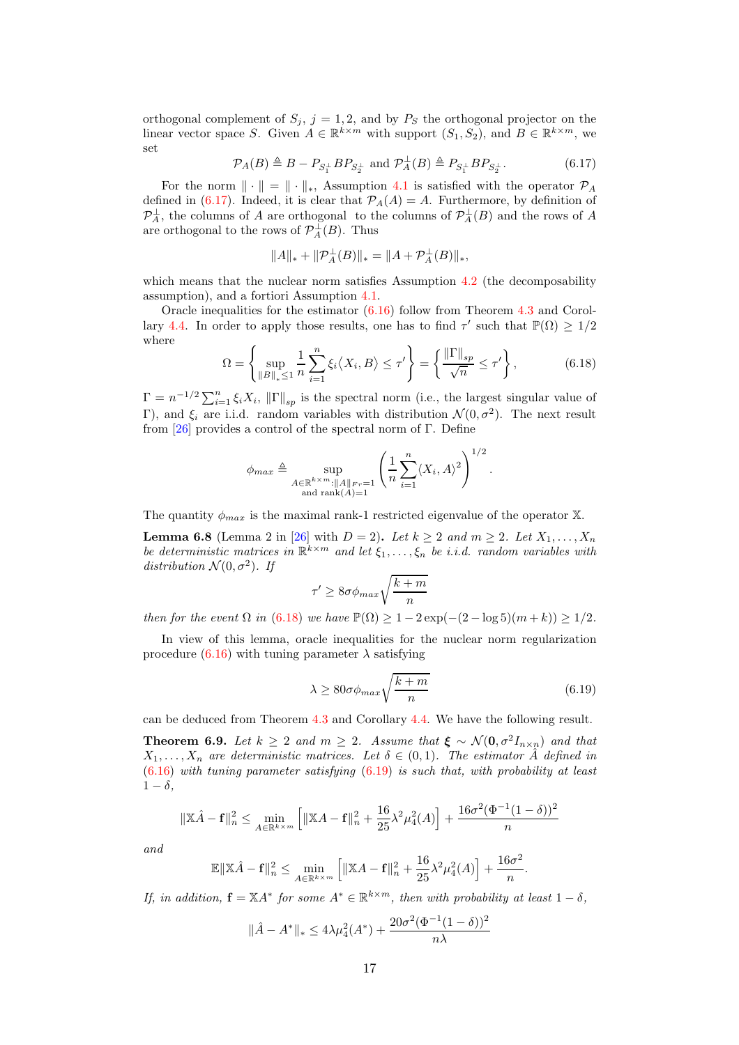orthogonal complement of $S_j$, $j = 1, 2$, and by $P_S$ the orthogonal projector on the linear vector space $S$. Given $A \in \mathbb{R}^{k\times m}$ with support $(S_1, S_2)$, and $B \in \mathbb{R}^{k\times m}$, we set

$$\mathcal{P}_A(B) \triangleq B - P_{S_1^\perp} B P_{S_2^\perp} \text{ and } \mathcal{P}_A^\perp(B) \triangleq P_{S_1^\perp} B P_{S_2^\perp}. \tag{6.17}$$

For the norm $\|\cdot\| = \|\cdot\|_*$, Assumption 4.1 is satisfied with the operator $\mathcal{P}_A$ defined in (6.17). Indeed, it is clear that $\mathcal{P}_A(A) = A$. Furthermore, by definition of $\mathcal{P}_A^\perp$, the columns of $A$ are orthogonal to the columns of $\mathcal{P}_A^\perp(B)$ and the rows of $A$ are orthogonal to the rows of $\mathcal{P}_A^\perp(B)$. Thus

$$\|A\|_* + \|\mathcal{P}_A^\perp(B)\|_* = \|A + \mathcal{P}_A^\perp(B)\|_*,$$

which means that the nuclear norm satisfies Assumption 4.2 (the decomposability assumption), and a fortiori Assumption 4.1.

Oracle inequalities for the estimator (6.16) follow from Theorem 4.3 and Corollary 4.4. In order to apply those results, one has to find $\tau'$ such that $\mathbb{P}(\Omega) \geq 1/2$ where

$$\Omega = \left\{ \sup_{\|B\|_* \leq 1} \frac{1}{n} \sum_{i=1}^n \xi_i \langle X_i, B \rangle \leq \tau' \right\} = \left\{ \frac{\|\Gamma\|_{sp}}{\sqrt{n}} \leq \tau' \right\}, \tag{6.18}$$

$\Gamma = n^{-1/2} \sum_{i=1}^n \xi_i X_i$, $\|\Gamma\|_{sp}$ is the spectral norm (i.e., the largest singular value of $\Gamma$), and $\xi_i$ are i.i.d. random variables with distribution $\mathcal{N}(0, \sigma^2)$. The next result from [26] provides a control of the spectral norm of $\Gamma$. Define

$$\phi_{max} \triangleq \sup_{\substack{A \in \mathbb{R}^{k\times m}: \|A\|_{Fr}=1 \\ \text{and } \operatorname{rank}(A)=1}} \left( \frac{1}{n} \sum_{i=1}^n \langle X_i, A \rangle^2 \right)^{1/2}.$$

The quantity $\phi_{max}$ is the maximal rank-1 restricted eigenvalue of the operator $\mathbb{X}$.

**Lemma 6.8** (Lemma 2 in [26] with $D = 2$). *Let $k \geq 2$ and $m \geq 2$. Let $X_1, \dots, X_n$ be deterministic matrices in $\mathbb{R}^{k\times m}$ and let $\xi_1, \dots, \xi_n$ be i.i.d. random variables with distribution $\mathcal{N}(0, \sigma^2)$. If*

$$\tau' \geq 8\sigma\phi_{max}\sqrt{\frac{k+m}{n}}$$

*then for the event $\Omega$ in (6.18) we have $\mathbb{P}(\Omega) \geq 1 - 2\exp(-(2 - \log 5)(m + k)) \geq 1/2$.*

In view of this lemma, oracle inequalities for the nuclear norm regularization procedure (6.16) with tuning parameter $\lambda$ satisfying

$$\lambda \geq 80\sigma\phi_{max}\sqrt{\frac{k+m}{n}} \tag{6.19}$$

can be deduced from Theorem 4.3 and Corollary 4.4. We have the following result.

**Theorem 6.9.** *Let $k \geq 2$ and $m \geq 2$. Assume that $\boldsymbol{\xi} \sim \mathcal{N}(\mathbf{0}, \sigma^2 I_{n\times n})$ and that $X_1, \dots, X_n$ are deterministic matrices. Let $\delta \in (0, 1)$. The estimator $\hat{A}$ defined in (6.16) with tuning parameter satisfying (6.19) is such that, with probability at least $1 - \delta$,*

$$\|\mathbb{X}\hat{A} - \mathbf{f}\|_n^2 \leq \min_{A \in \mathbb{R}^{k\times m}} \left[ \|\mathbb{X}A - \mathbf{f}\|_n^2 + \frac{16}{25}\lambda^2\mu_4^2(A) \right] + \frac{16\sigma^2(\Phi^{-1}(1-\delta))^2}{n}$$

*and*

$$\mathbb{E}\|\mathbb{X}\hat{A} - \mathbf{f}\|_n^2 \leq \min_{A \in \mathbb{R}^{k\times m}} \left[ \|\mathbb{X}A - \mathbf{f}\|_n^2 + \frac{16}{25}\lambda^2\mu_4^2(A) \right] + \frac{16\sigma^2}{n}.$$

*If, in addition, $\mathbf{f} = \mathbb{X}A^*$ for some $A^* \in \mathbb{R}^{k\times m}$, then with probability at least $1 - \delta$,*

$$\|\hat{A} - A^*\|_* \leq 4\lambda\mu_4^2(A^*) + \frac{20\sigma^2(\Phi^{-1}(1-\delta))^2}{n\lambda}$$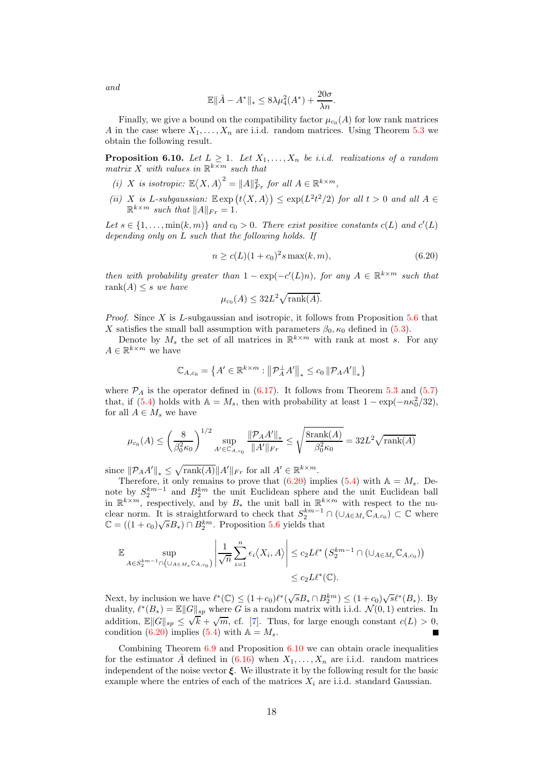and

$$\mathbb{E}\|\hat{A} - A^*\|_* \leq 8\lambda\mu_4^2(A^*) + \frac{20\sigma}{\lambda n}.$$

Finally, we give a bound on the compatibility factor $\mu_{c_0}(A)$ for low rank matrices $A$ in the case where $X_1, \ldots, X_n$ are i.i.d. random matrices. Using Theorem 5.3 we obtain the following result.

**Proposition 6.10.** *Let $L \geq 1$. Let $X_1, \ldots, X_n$ be i.i.d. realizations of a random matrix $X$ with values in $\mathbb{R}^{k\times m}$ such that*

*(i) $X$ is isotropic: $\mathbb{E}\langle X, A\rangle^2 = \|A\|_{Fr}^2$ for all $A \in \mathbb{R}^{k\times m}$,*

*(ii) $X$ is $L$-subgaussian: $\mathbb{E}\exp\left(t\langle X, A\rangle\right) \leq \exp(L^2t^2/2)$ for all $t > 0$ and all $A \in \mathbb{R}^{k\times m}$ such that $\|A\|_{Fr} = 1$.*

*Let $s \in \{1, \ldots, \min(k, m)\}$ and $c_0 > 0$. There exist positive constants $c(L)$ and $c'(L)$ depending only on $L$ such that the following holds. If*

$$n \geq c(L)(1 + c_0)^2 s \max(k, m), \tag{6.20}$$

*then with probability greater than $1 - \exp(-c'(L)n)$, for any $A \in \mathbb{R}^{k\times m}$ such that $\operatorname{rank}(A) \leq s$ we have*

$$\mu_{c_0}(A) \leq 32L^2\sqrt{\operatorname{rank}(A)}.$$

*Proof.* Since $X$ is $L$-subgaussian and isotropic, it follows from Proposition 5.6 that $X$ satisfies the small ball assumption with parameters $\beta_0, \kappa_0$ defined in (5.3).

Denote by $M_s$ the set of all matrices in $\mathbb{R}^{k\times m}$ with rank at most $s$. For any $A \in \mathbb{R}^{k\times m}$ we have

$$\mathbb{C}_{A,c_0} = \left\{A' \in \mathbb{R}^{k\times m} : \left\|\mathcal{P}_A^\perp A'\right\|_* \leq c_0 \left\|\mathcal{P}_A A'\right\|_*\right\}$$

where $\mathcal{P}_A$ is the operator defined in (6.17). It follows from Theorem 5.3 and (5.7) that, if (5.4) holds with $\mathbb{A} = M_s$, then with probability at least $1 - \exp(-n\kappa_0^2/32)$, for all $A \in M_s$ we have

$$\mu_{c_0}(A) \leq \left(\frac{8}{\beta_0^2\kappa_0}\right)^{1/2} \sup_{A' \in \mathbb{C}_{A,c_0}} \frac{\|\mathcal{P}_A A'\|_*}{\|A'\|_{Fr}} \leq \sqrt{\frac{8\operatorname{rank}(A)}{\beta_0^2\kappa_0}} = 32L^2\sqrt{\operatorname{rank}(A)}$$

since $\|\mathcal{P}_A A'\|_* \leq \sqrt{\operatorname{rank}(A)}\|A'\|_{Fr}$ for all $A' \in \mathbb{R}^{k\times m}$.

Therefore, it only remains to prove that (6.20) implies (5.4) with $\mathbb{A} = M_s$. Denote by $S_2^{km-1}$ and $B_2^{km}$ the unit Euclidean sphere and the unit Euclidean ball in $\mathbb{R}^{k\times m}$, respectively, and by $B_*$ the unit ball in $\mathbb{R}^{k\times m}$ with respect to the nuclear norm. It is straightforward to check that $S_2^{km-1} \cap (\cup_{A\in M_s}\mathbb{C}_{A,c_0}) \subset \mathbb{C}$ where $\mathbb{C} = ((1 + c_0)\sqrt{s}B_*) \cap B_2^{km}$. Proposition 5.6 yields that

$$\begin{aligned}
\mathbb{E} \sup_{A \in S_2^{km-1}\cap\left(\cup_{A\in M_s}\mathbb{C}_{A,c_0}\right)} \left|\frac{1}{\sqrt{n}}\sum_{i=1}^n \epsilon_i\langle X_i, A\rangle\right| &\leq c_2 L\ell^*\left(S_2^{km-1}\cap\left(\cup_{A\in M_s}\mathbb{C}_{A,c_0}\right)\right) \\
&\leq c_2 L\ell^*(\mathbb{C}).
\end{aligned}$$

Next, by inclusion we have $\ell^*(\mathbb{C}) \leq (1+c_0)\ell^*(\sqrt{s}B_* \cap B_2^{km}) \leq (1+c_0)\sqrt{s}\ell^*(B_*)$. By duality, $\ell^*(B_*) = \mathbb{E}\|G\|_{sp}$ where $G$ is a random matrix with i.i.d. $\mathcal{N}(0, 1)$ entries. In addition, $\mathbb{E}\|G\|_{sp} \leq \sqrt{k} + \sqrt{m}$, cf. [7]. Thus, for large enough constant $c(L) > 0$, condition (6.20) implies (5.4) with $\mathbb{A} = M_s$. ∎

Combining Theorem 6.9 and Proposition 6.10 we can obtain oracle inequalities for the estimator $\hat{A}$ defined in (6.16) when $X_1, \ldots, X_n$ are i.i.d. random matrices independent of the noise vector $\boldsymbol{\xi}$. We illustrate it by the following result for the basic example where the entries of each of the matrices $X_i$ are i.i.d. standard Gaussian.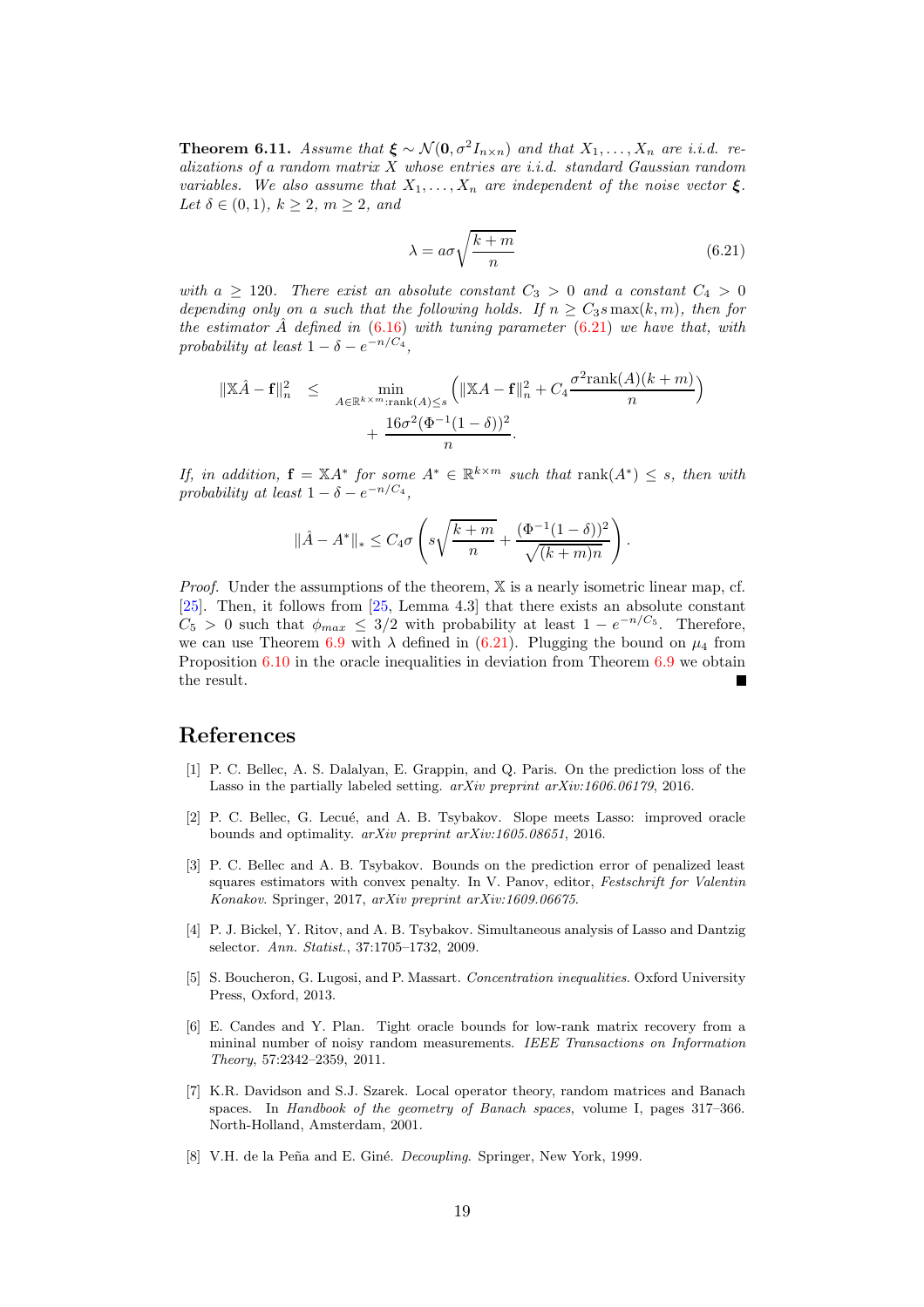**Theorem 6.11.** *Assume that $\boldsymbol{\xi} \sim \mathcal{N}(\mathbf{0}, \sigma^2 I_{n\times n})$ and that $X_1, \dots, X_n$ are i.i.d. realizations of a random matrix $X$ whose entries are i.i.d. standard Gaussian random variables. We also assume that $X_1, \dots, X_n$ are independent of the noise vector $\boldsymbol{\xi}$. Let $\delta \in (0,1)$, $k \geq 2$, $m \geq 2$, and*

$$\lambda = a\sigma\sqrt{\frac{k+m}{n}} \tag{6.21}$$

*with $a \geq 120$. There exist an absolute constant $C_3 > 0$ and a constant $C_4 > 0$ depending only on $a$ such that the following holds. If $n \geq C_3 s \max(k,m)$, then for the estimator $\hat{A}$ defined in (6.16) with tuning parameter (6.21) we have that, with probability at least $1 - \delta - e^{-n/C_4}$,*

$$\|\mathbb{X}\hat{A} - \mathbf{f}\|_n^2 \leq \min_{A \in \mathbb{R}^{k\times m}: \mathrm{rank}(A) \leq s} \left( \|\mathbb{X}A - \mathbf{f}\|_n^2 + C_4 \frac{\sigma^2 \mathrm{rank}(A)(k+m)}{n} \right) + \frac{16\sigma^2(\Phi^{-1}(1-\delta))^2}{n}.$$

*If, in addition, $\mathbf{f} = \mathbb{X}A^*$ for some $A^* \in \mathbb{R}^{k\times m}$ such that $\mathrm{rank}(A^*) \leq s$, then with probability at least $1 - \delta - e^{-n/C_4}$,*

$$\|\hat{A} - A^*\|_* \leq C_4 \sigma \left( s\sqrt{\frac{k+m}{n}} + \frac{(\Phi^{-1}(1-\delta))^2}{\sqrt{(k+m)n}} \right).$$

*Proof.* Under the assumptions of the theorem, $\mathbb{X}$ is a nearly isometric linear map, cf. [25]. Then, it follows from [25, Lemma 4.3] that there exists an absolute constant $C_5 > 0$ such that $\phi_{max} \leq 3/2$ with probability at least $1 - e^{-n/C_5}$. Therefore, we can use Theorem 6.9 with $\lambda$ defined in (6.21). Plugging the bound on $\mu_4$ from Proposition 6.10 in the oracle inequalities in deviation from Theorem 6.9 we obtain the result. ■

# References

[1] P. C. Bellec, A. S. Dalalyan, E. Grappin, and Q. Paris. On the prediction loss of the Lasso in the partially labeled setting. *arXiv preprint arXiv:1606.06179*, 2016.

[2] P. C. Bellec, G. Lecué, and A. B. Tsybakov. Slope meets Lasso: improved oracle bounds and optimality. *arXiv preprint arXiv:1605.08651*, 2016.

[3] P. C. Bellec and A. B. Tsybakov. Bounds on the prediction error of penalized least squares estimators with convex penalty. In V. Panov, editor, *Festschrift for Valentin Konakov*. Springer, 2017, *arXiv preprint arXiv:1609.06675*.

[4] P. J. Bickel, Y. Ritov, and A. B. Tsybakov. Simultaneous analysis of Lasso and Dantzig selector. *Ann. Statist.*, 37:1705–1732, 2009.

[5] S. Boucheron, G. Lugosi, and P. Massart. *Concentration inequalities*. Oxford University Press, Oxford, 2013.

[6] E. Candes and Y. Plan. Tight oracle bounds for low-rank matrix recovery from a mininal number of noisy random measurements. *IEEE Transactions on Information Theory*, 57:2342–2359, 2011.

[7] K.R. Davidson and S.J. Szarek. Local operator theory, random matrices and Banach spaces. In *Handbook of the geometry of Banach spaces*, volume I, pages 317–366. North-Holland, Amsterdam, 2001.

[8] V.H. de la Peña and E. Giné. *Decoupling*. Springer, New York, 1999.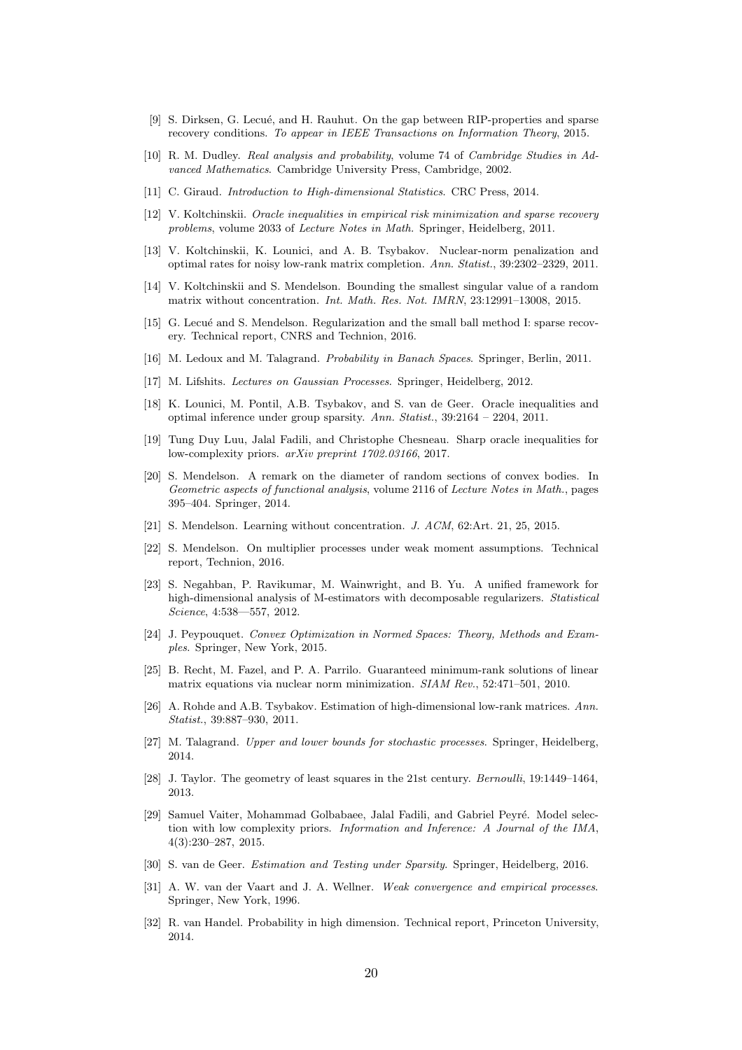[9] S. Dirksen, G. Lecué, and H. Rauhut. On the gap between RIP-properties and sparse recovery conditions. *To appear in IEEE Transactions on Information Theory*, 2015.

[10] R. M. Dudley. *Real analysis and probability*, volume 74 of *Cambridge Studies in Advanced Mathematics*. Cambridge University Press, Cambridge, 2002.

[11] C. Giraud. *Introduction to High-dimensional Statistics*. CRC Press, 2014.

[12] V. Koltchinskii. *Oracle inequalities in empirical risk minimization and sparse recovery problems*, volume 2033 of *Lecture Notes in Math.* Springer, Heidelberg, 2011.

[13] V. Koltchinskii, K. Lounici, and A. B. Tsybakov. Nuclear-norm penalization and optimal rates for noisy low-rank matrix completion. *Ann. Statist.*, 39:2302–2329, 2011.

[14] V. Koltchinskii and S. Mendelson. Bounding the smallest singular value of a random matrix without concentration. *Int. Math. Res. Not. IMRN*, 23:12991–13008, 2015.

[15] G. Lecué and S. Mendelson. Regularization and the small ball method I: sparse recovery. Technical report, CNRS and Technion, 2016.

[16] M. Ledoux and M. Talagrand. *Probability in Banach Spaces*. Springer, Berlin, 2011.

[17] M. Lifshits. *Lectures on Gaussian Processes*. Springer, Heidelberg, 2012.

[18] K. Lounici, M. Pontil, A.B. Tsybakov, and S. van de Geer. Oracle inequalities and optimal inference under group sparsity. *Ann. Statist.*, 39:2164 – 2204, 2011.

[19] Tung Duy Luu, Jalal Fadili, and Christophe Chesneau. Sharp oracle inequalities for low-complexity priors. *arXiv preprint 1702.03166*, 2017.

[20] S. Mendelson. A remark on the diameter of random sections of convex bodies. In *Geometric aspects of functional analysis*, volume 2116 of *Lecture Notes in Math.*, pages 395–404. Springer, 2014.

[21] S. Mendelson. Learning without concentration. *J. ACM*, 62:Art. 21, 25, 2015.

[22] S. Mendelson. On multiplier processes under weak moment assumptions. Technical report, Technion, 2016.

[23] S. Negahban, P. Ravikumar, M. Wainwright, and B. Yu. A unified framework for high-dimensional analysis of M-estimators with decomposable regularizers. *Statistical Science*, 4:538—557, 2012.

[24] J. Peypouquet. *Convex Optimization in Normed Spaces: Theory, Methods and Examples*. Springer, New York, 2015.

[25] B. Recht, M. Fazel, and P. A. Parrilo. Guaranteed minimum-rank solutions of linear matrix equations via nuclear norm minimization. *SIAM Rev.*, 52:471–501, 2010.

[26] A. Rohde and A.B. Tsybakov. Estimation of high-dimensional low-rank matrices. *Ann. Statist.*, 39:887–930, 2011.

[27] M. Talagrand. *Upper and lower bounds for stochastic processes*. Springer, Heidelberg, 2014.

[28] J. Taylor. The geometry of least squares in the 21st century. *Bernoulli*, 19:1449–1464, 2013.

[29] Samuel Vaiter, Mohammad Golbabaee, Jalal Fadili, and Gabriel Peyré. Model selection with low complexity priors. *Information and Inference: A Journal of the IMA*, 4(3):230–287, 2015.

[30] S. van de Geer. *Estimation and Testing under Sparsity*. Springer, Heidelberg, 2016.

[31] A. W. van der Vaart and J. A. Wellner. *Weak convergence and empirical processes*. Springer, New York, 1996.

[32] R. van Handel. Probability in high dimension. Technical report, Princeton University, 2014.